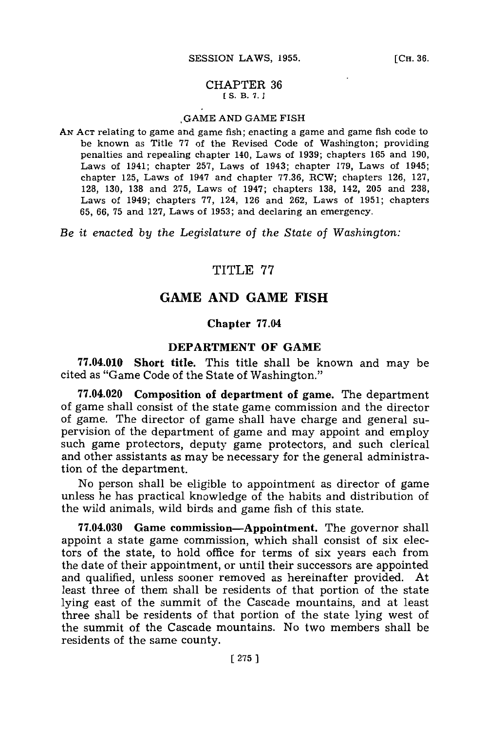# CHAPTER 36

[S. B. 7.]

GAME AND GAME FISH

AN ACT relating to game and game fish; enacting a game and game fish code to be known as Title 77 of the Revised Code of Washington; providing penalties and repealing chapter 140, Laws of 1939; chapters 165 and 190, Laws of 1941; chapter 257, Laws of 1943; chapter 179, Laws of 1945; chapter 125, Laws of 1947 and chapter 77.36, RCW; chapters 126, 127, 128, 130, 138 and 275, Laws of 1947; chapters 138, 142, 205 and 238, Laws of 1949; chapters 77, 124, 126 and 262, Laws of 1951; chapters 65, 66, 75 and 127, Laws of 1953; and declaring an emergency.

*Be it enacted by the Legislature of the State of Washington:*

# TITLE 77

# GAME AND GAME FISH

## Chapter 77.04

## DEPARTMENT OF GAME

**77.04.010 Short title.** This title shall be known and may be cited as "Game Code of the State of Washington."

**77.04.020 Composition of department of game.** The department of game shall consist of the state game commission and the director of game. The director of game shall have charge and general supervision of the department of game and may appoint and employ such game protectors, deputy game protectors, and such clerical and other assistants as may be necessary for the general administration of the department.

No person shall be eligible to appointment as director of game unless he has practical knowledge of the habits and distribution of the wild animals, wild birds and game fish of this state.

**77.04.030 Game commission—Appointment.** The governor shall appoint a state game commission, which shall consist of six electors of the state, to hold office for terms of six years each from the date of their appointment, or until their successors are appointed and qualified, unless sooner removed as hereinafter provided. At least three of them shall be residents of that portion of the state lying east of the summit of the Cascade mountains, and at least three shall be residents of that portion of the state lying west of the summit of the Cascade mountains. No two members shall be residents of the same county.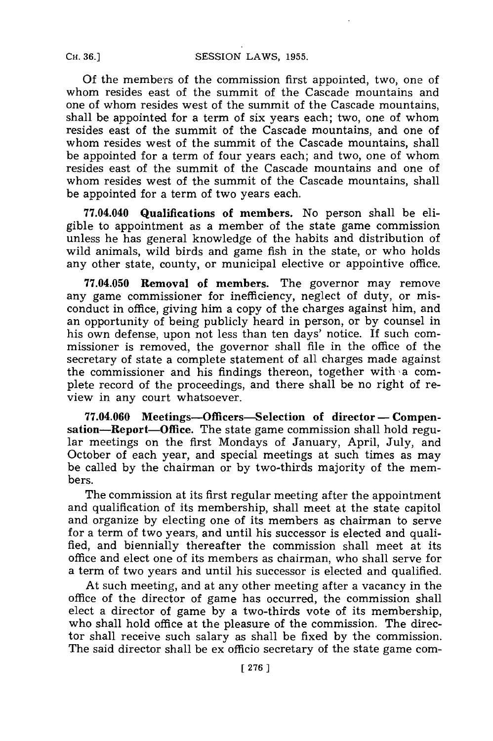Of the members of the commission first appointed, two, one of whom resides east of the summit of the Cascade mountains and one of whom resides west of the summit of the Cascade mountains, shall be appointed for a term of six years each; two, one of whom resides east of the summit of the Cascade mountains, and one of whom resides west of the summit of the Cascade mountains, shall be appointed for a term of four years each; and two, one of whom resides east of the summit of the Cascade mountains and one of whom resides west of the summit of the Cascade mountains, shall be appointed for a term of two years each.

**77.04.040 Qualifications of members.** No person shall be eligible to appointment as a member of the state game commission unless he has general knowledge of the habits and distribution of wild animals, wild birds and game fish in the state, or who holds any other state, county, or municipal elective or appointive office.

**77.04.050 Removal of members.** The governor may remove any game commissioner for inefficiency, neglect of duty, or misconduct in office, giving him a copy of the charges against him, and an opportunity of being publicly heard in person, or by counsel in his own defense, upon not less than ten days' notice. If such commissioner is removed, the governor shall file in the office of the secretary of state a complete statement of all charges made against the commissioner and his findings thereon, together with a complete record of the proceedings, and there shall be no right of review in any court whatsoever.

**77.04.060 Meetings—Officers—Selection of director — Compensation—Report—Office.** The state game commission shall hold regular meetings on the first Mondays of January, April, July, and October of each year, and special meetings at such times as may be called by the chairman or by two-thirds majority of the members.

The commission at its first regular meeting after the appointment and qualification of its membership, shall meet at the state capitol and organize by electing one of its members as chairman to serve for a term of two years, and until his successor is elected and qualified, and biennially thereafter the commission shall meet at its office and elect one of its members as chairman, who shall serve for a term of two years and until his successor is elected and qualified.

At such meeting, and at any other meeting after a vacancy in the office of the director of game has occurred, the commission shall elect a director of game by a two-thirds vote of its membership, who shall hold office at the pleasure of the commission. The director shall receive such salary as shall be fixed by the commission. The said director shall be ex officio secretary of the state game com-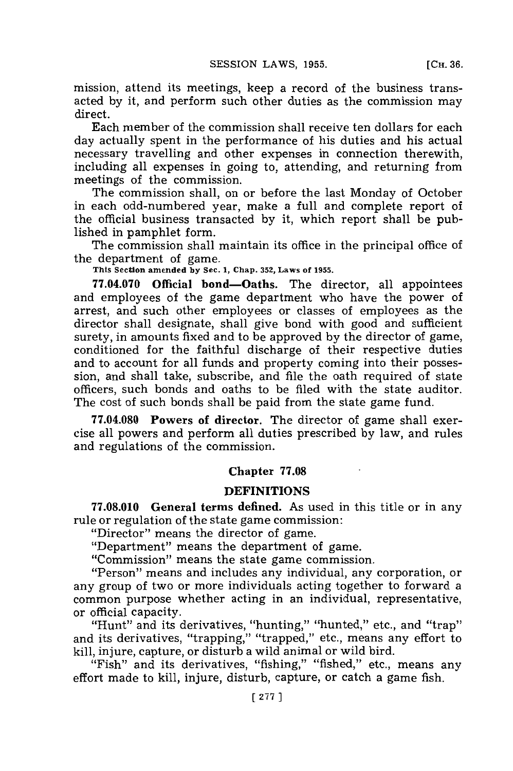mission, attend its meetings, keep a record of the business transacted by it, and perform such other duties as the commission may direct.

Each member of the commission shall receive ten dollars for each day actually spent in the performance of his duties and his actual necessary travelling and other expenses in connection therewith, including all expenses in going to, attending, and returning from meetings of the commission.

The commission shall, on or before the last Monday of October in each odd-numbered year, make a full and complete report of the official business transacted by it, which report shall be published in pamphlet form.

The commission shall maintain its office in the principal office of the department of game.

This Section amended by Sec. 1, Chap. 352, Laws of 1955.

**77.04.070 Official bond—Oaths.** The director, all appointees and employees of the game department who have the power of arrest, and such other employees or classes of employees as the director shall designate, shall give bond with good and sufficient surety, in amounts fixed and to be approved by the director of game, conditioned for the faithful discharge of their respective duties and to account for all funds and property coming into their possession, and shall take, subscribe, and file the oath required of state officers, such bonds and oaths to be filed with the state auditor. The cost of such bonds shall be paid from the state game fund.

**77.04.080 Powers of director.** The director of game shall exercise all powers and perform all duties prescribed by law, and rules and regulations of the commission.

## Chapter 77.08

## DEFINITIONS

**77.08.010 General terms defined.** As used in this title or in any rule or regulation of the state game commission:

"Director" means the director of game.

"Department" means the department of game.

"Commission" means the state game commission.

"Person" means and includes any individual, any corporation, or any group of two or more individuals acting together to forward a common purpose whether acting in an individual, representative, or official capacity.

"Hunt" and its derivatives, "hunting," "hunted," etc., and "trap" and its derivatives, "trapping," "trapped," etc., means any effort to kill, injure, capture, or disturb a wild animal or wild bird.

"Fish" and its derivatives, "fishing," "fished," etc., means any effort made to kill, injure, disturb, capture, or catch a game fish.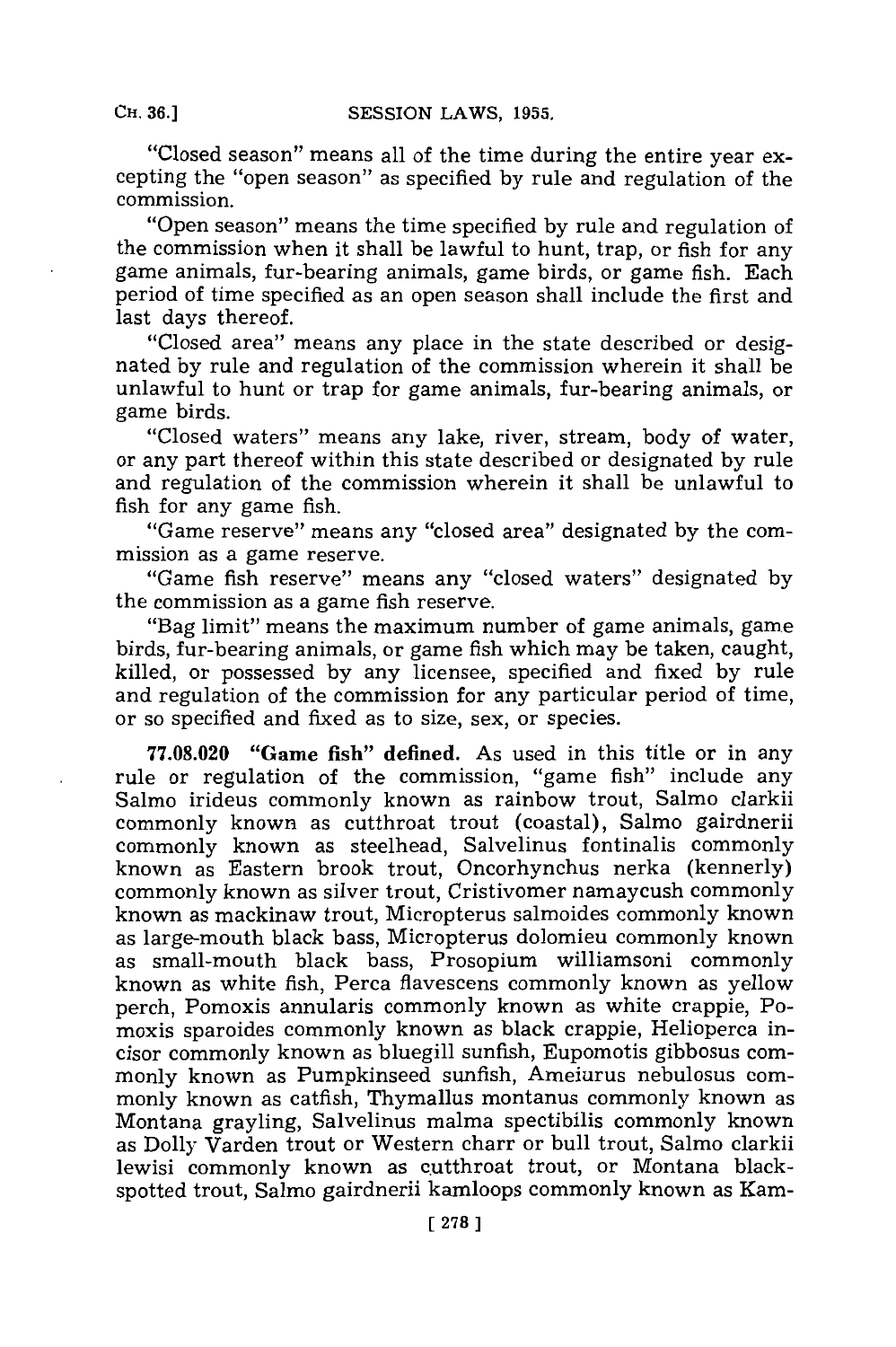"Closed season" means all of the time during the entire year excepting the "open season" as specified by rule and regulation of the commission.

"Open season" means the time specified by rule and regulation of the commission when it shall be lawful to hunt, trap, or fish for any game animals, fur-bearing animals, game birds, or game fish. Each period of time specified as an open season shall include the first and last days thereof.

"Closed area" means any place in the state described or designated by rule and regulation of the commission wherein it shall be unlawful to hunt or trap for game animals, fur-bearing animals, or game birds.

"Closed waters" means any lake, river, stream, body of water, or any part thereof within this state described or designated by rule and regulation of the commission wherein it shall be unlawful to fish for any game fish.

"Game reserve" means any "closed area" designated by the commission as a game reserve.

"Game fish reserve" means any "closed waters" designated by the commission as a game fish reserve.

"Bag limit" means the maximum number of game animals, game birds, fur-bearing animals, or game fish which may be taken, caught, killed, or possessed by any licensee, specified and fixed by rule and regulation of the commission for any particular period of time, or so specified and fixed as to size, sex, or species.

**77.08.020 "Game fish" defined.** As used in this title or in any rule or regulation of the commission, "game fish" include any Salmo irideus commonly known as rainbow trout, Salmo clarkii commonly known as cutthroat trout (coastal), Salmo gairdnerii commonly known as steelhead, Salvelinus fontinalis commonly known as Eastern brook trout, Oncorhynchus nerka (kennerly) commonly known as silver trout, Cristivomer namaycush commonly known as mackinaw trout, Micropterus salmoides commonly known as large-mouth black bass, Micropterus dolomieu commonly known as small-mouth black bass, Prosopium williamsoni commonly known as white fish, Perca flavescens commonly known as yellow perch, Pomoxis annularis commonly known as white crappie, Pomoxis sparoides commonly known as black crappie, Helioperca incisor commonly known as bluegill sunfish, Eupomotis gibbosus commonly known as Pumpkinseed sunfish, Ameiurus nebulosus commonly known as catfish, Thymallus montanus commonly known as Montana grayling, Salvelinus malma spectibilis commonly known as Dolly Varden trout or Western charr or bull trout, Salmo clarkii lewisi commonly known as cutthroat trout, or Montana black-spotted trout, Salmo gairdnerii kamloops commonly known as Kam-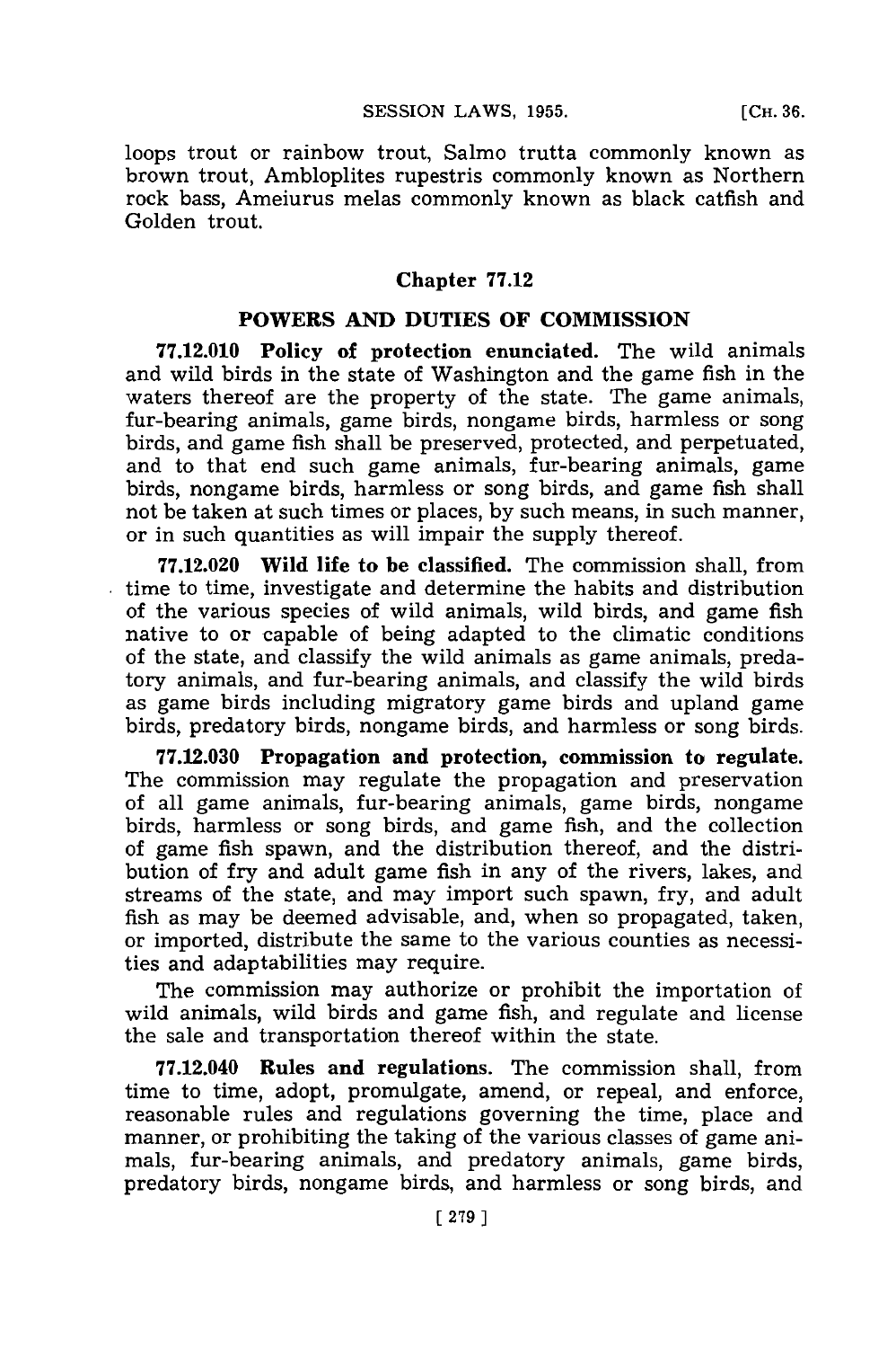loops trout or rainbow trout, Salmo trutta commonly known as brown trout, Ambloplites rupestris commonly known as Northern rock bass, Ameiurus melas commonly known as black catfish and Golden trout.

## Chapter 77.12

### POWERS AND DUTIES OF COMMISSION

**77.12.010 Policy of protection enunciated.** The wild animals and wild birds in the state of Washington and the game fish in the waters thereof are the property of the state. The game animals, fur-bearing animals, game birds, nongame birds, harmless or song birds, and game fish shall be preserved, protected, and perpetuated, and to that end such game animals, fur-bearing animals, game birds, nongame birds, harmless or song birds, and game fish shall not be taken at such times or places, by such means, in such manner, or in such quantities as will impair the supply thereof.

**77.12.020 Wild life to be classified.** The commission shall, from time to time, investigate and determine the habits and distribution of the various species of wild animals, wild birds, and game fish native to or capable of being adapted to the climatic conditions of the state, and classify the wild animals as game animals, predatory animals, and fur-bearing animals, and classify the wild birds as game birds including migratory game birds and upland game birds, predatory birds, nongame birds, and harmless or song birds.

**77.12.030 Propagation and protection, commission to regulate.** The commission may regulate the propagation and preservation of all game animals, fur-bearing animals, game birds, nongame birds, harmless or song birds, and game fish, and the collection of game fish spawn, and the distribution thereof, and the distribution of fry and adult game fish in any of the rivers, lakes, and streams of the state, and may import such spawn, fry, and adult fish as may be deemed advisable, and, when so propagated, taken, or imported, distribute the same to the various counties as necessities and adaptabilities may require.

The commission may authorize or prohibit the importation of wild animals, wild birds and game fish, and regulate and license the sale and transportation thereof within the state.

**77.12.040 Rules and regulations.** The commission shall, from time to time, adopt, promulgate, amend, or repeal, and enforce, reasonable rules and regulations governing the time, place and manner, or prohibiting the taking of the various classes of game animals, fur-bearing animals, and predatory animals, game birds, predatory birds, nongame birds, and harmless or song birds, and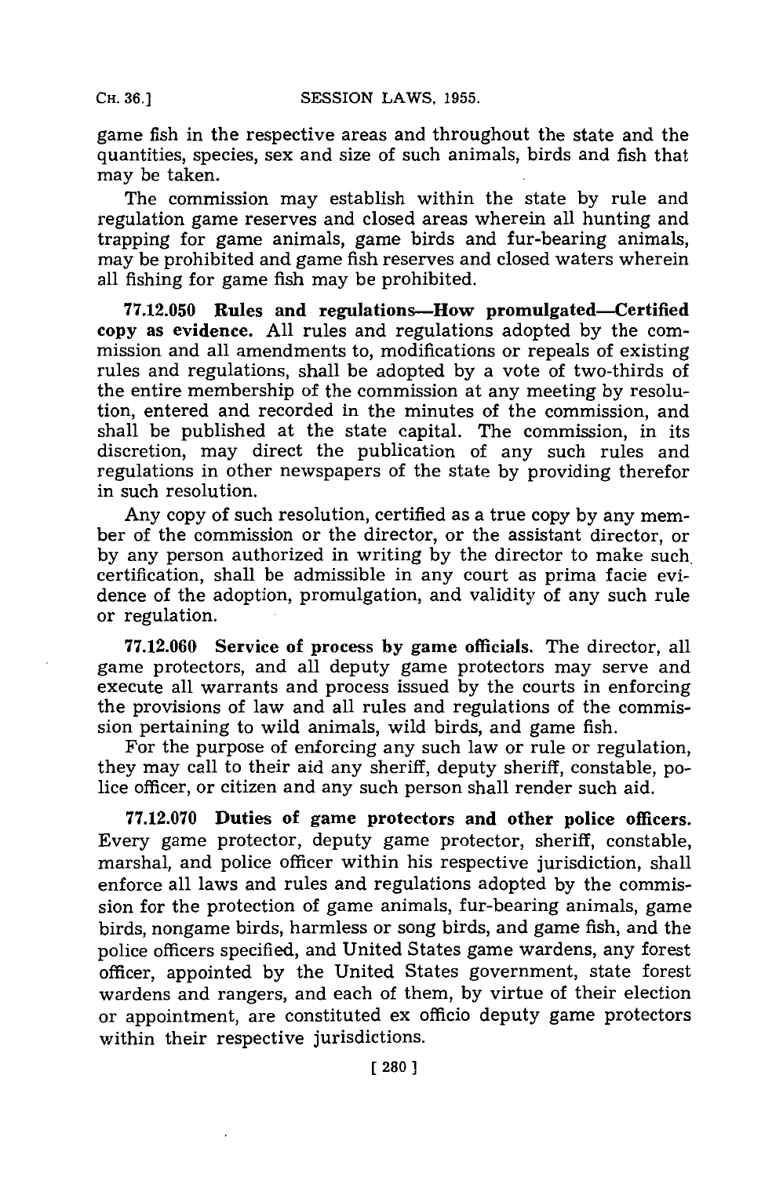game fish in the respective areas and throughout the state and the quantities, species, sex and size of such animals, birds and fish that may be taken.

The commission may establish within the state by rule and regulation game reserves and closed areas wherein all hunting and trapping for game animals, game birds and fur-bearing animals, may be prohibited and game fish reserves and closed waters wherein all fishing for game fish may be prohibited.

**77.12.050 Rules and regulations—How promulgated—Certified copy as evidence.** All rules and regulations adopted by the commission and all amendments to, modifications or repeals of existing rules and regulations, shall be adopted by a vote of two-thirds of the entire membership of the commission at any meeting by resolution, entered and recorded in the minutes of the commission, and shall be published at the state capital. The commission, in its discretion, may direct the publication of any such rules and regulations in other newspapers of the state by providing therefor in such resolution.

Any copy of such resolution, certified as a true copy by any member of the commission or the director, or the assistant director, or by any person authorized in writing by the director to make such certification, shall be admissible in any court as prima facie evidence of the adoption, promulgation, and validity of any such rule or regulation.

**77.12.060 Service of process by game officials.** The director, all game protectors, and all deputy game protectors may serve and execute all warrants and process issued by the courts in enforcing the provisions of law and all rules and regulations of the commission pertaining to wild animals, wild birds, and game fish.

For the purpose of enforcing any such law or rule or regulation, they may call to their aid any sheriff, deputy sheriff, constable, police officer, or citizen and any such person shall render such aid.

**77.12.070 Duties of game protectors and other police officers.** Every game protector, deputy game protector, sheriff, constable, marshal, and police officer within his respective jurisdiction, shall enforce all laws and rules and regulations adopted by the commission for the protection of game animals, fur-bearing animals, game birds, nongame birds, harmless or song birds, and game fish, and the police officers specified, and United States game wardens, any forest officer, appointed by the United States government, state forest wardens and rangers, and each of them, by virtue of their election or appointment, are constituted ex officio deputy game protectors within their respective jurisdictions.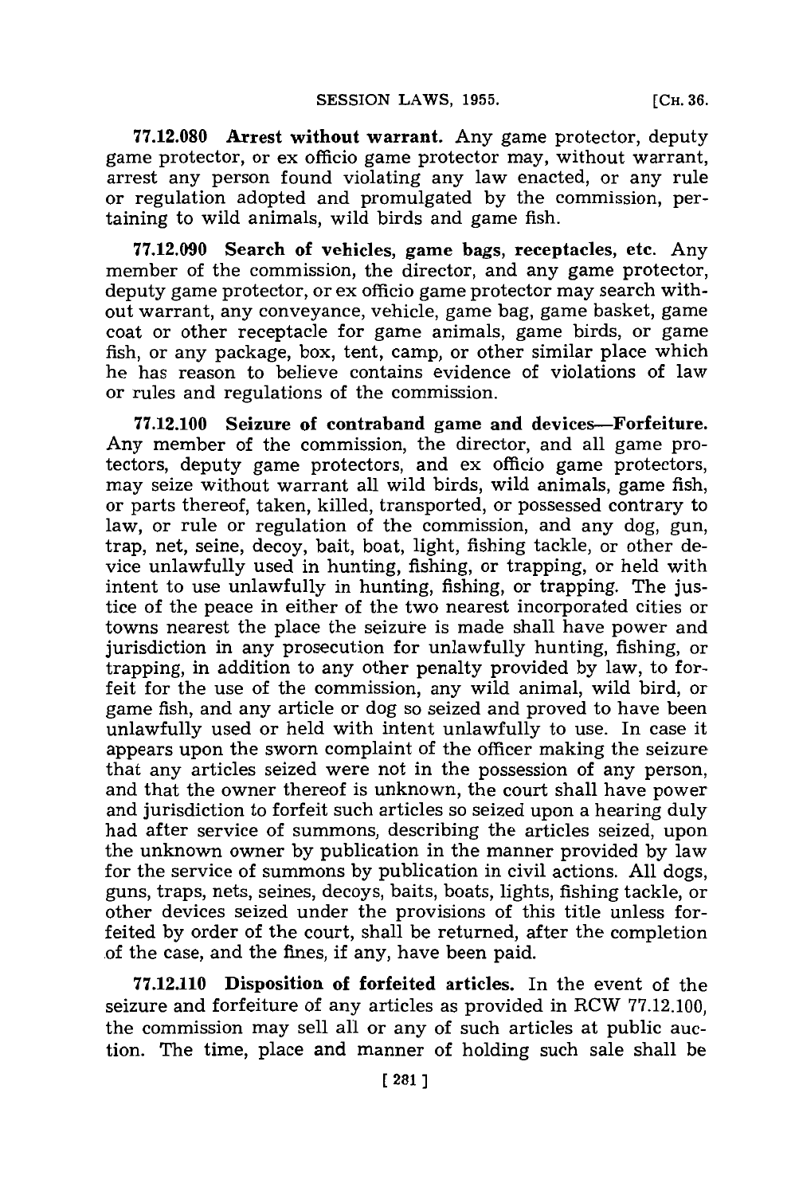**77.12.080 Arrest without warrant.** Any game protector, deputy game protector, or ex officio game protector may, without warrant, arrest any person found violating any law enacted, or any rule or regulation adopted and promulgated by the commission, pertaining to wild animals, wild birds and game fish.

**77.12.090 Search of vehicles, game bags, receptacles, etc.** Any member of the commission, the director, and any game protector, deputy game protector, or ex officio game protector may search without warrant, any conveyance, vehicle, game bag, game basket, game coat or other receptacle for game animals, game birds, or game fish, or any package, box, tent, camp, or other similar place which he has reason to believe contains evidence of violations of law or rules and regulations of the commission.

**77.12.100 Seizure of contraband game and devices—Forfeiture.** Any member of the commission, the director, and all game protectors, deputy game protectors, and ex officio game protectors, may seize without warrant all wild birds, wild animals, game fish, or parts thereof, taken, killed, transported, or possessed contrary to law, or rule or regulation of the commission, and any dog, gun, trap, net, seine, decoy, bait, boat, light, fishing tackle, or other device unlawfully used in hunting, fishing, or trapping, or held with intent to use unlawfully in hunting, fishing, or trapping. The justice of the peace in either of the two nearest incorporated cities or towns nearest the place the seizure is made shall have power and jurisdiction in any prosecution for unlawfully hunting, fishing, or trapping, in addition to any other penalty provided by law, to forfeit for the use of the commission, any wild animal, wild bird, or game fish, and any article or dog so seized and proved to have been unlawfully used or held with intent unlawfully to use. In case it appears upon the sworn complaint of the officer making the seizure that any articles seized were not in the possession of any person, and that the owner thereof is unknown, the court shall have power and jurisdiction to forfeit such articles so seized upon a hearing duly had after service of summons, describing the articles seized, upon the unknown owner by publication in the manner provided by law for the service of summons by publication in civil actions. All dogs, guns, traps, nets, seines, decoys, baits, boats, lights, fishing tackle, or other devices seized under the provisions of this title unless forfeited by order of the court, shall be returned, after the completion of the case, and the fines, if any, have been paid.

**77.12.110 Disposition of forfeited articles.** In the event of the seizure and forfeiture of any articles as provided in RCW 77.12.100, the commission may sell all or any of such articles at public auction. The time, place and manner of holding such sale shall be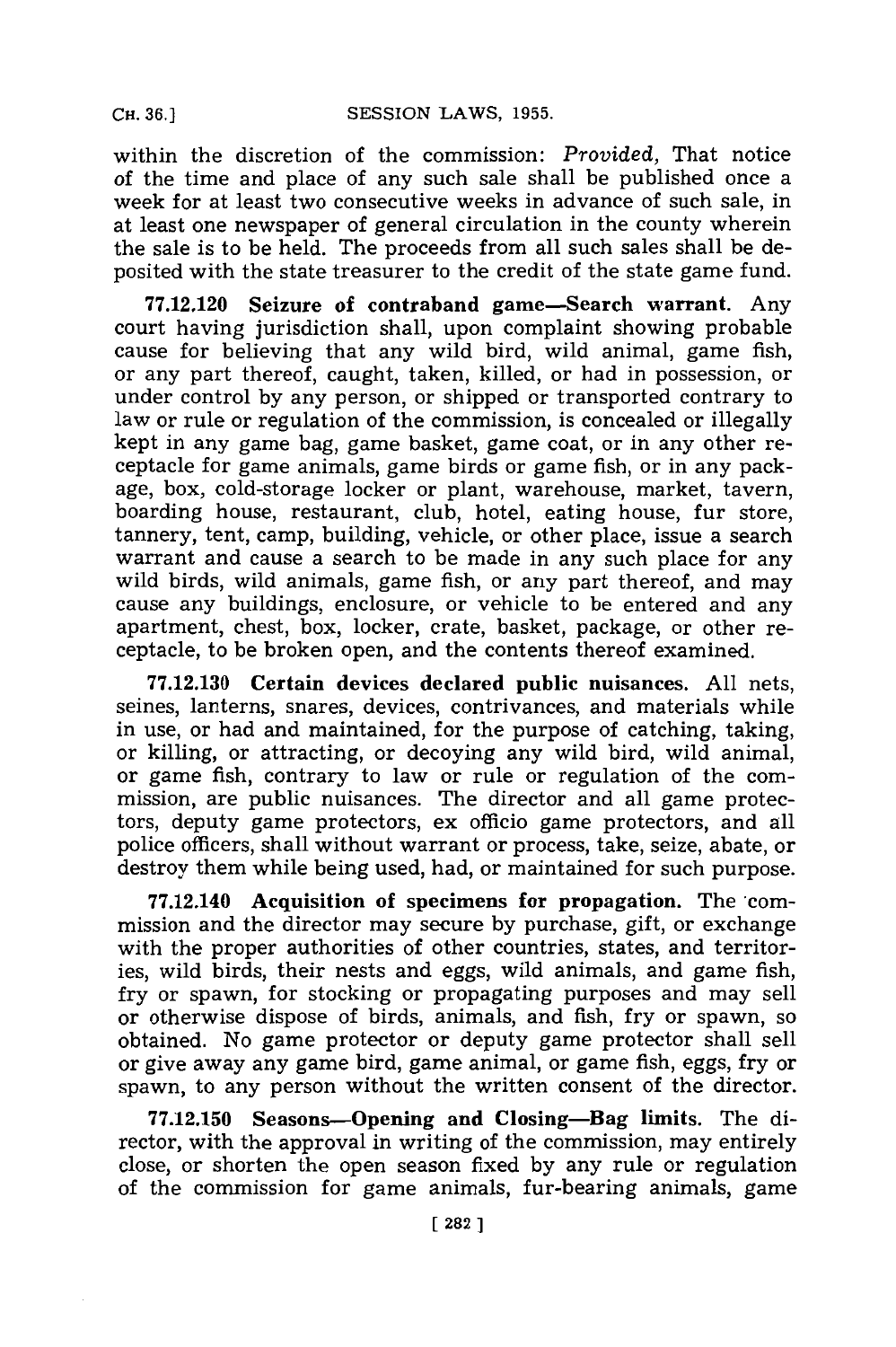within the discretion of the commission: *Provided,* That notice of the time and place of any such sale shall be published once a week for at least two consecutive weeks in advance of such sale, in at least one newspaper of general circulation in the county wherein the sale is to be held. The proceeds from all such sales shall be deposited with the state treasurer to the credit of the state game fund.

**77.12.120 Seizure of contraband game—Search warrant.** Any court having jurisdiction shall, upon complaint showing probable cause for believing that any wild bird, wild animal, game fish, or any part thereof, caught, taken, killed, or had in possession, or under control by any person, or shipped or transported contrary to law or rule or regulation of the commission, is concealed or illegally kept in any game bag, game basket, game coat, or in any other receptacle for game animals, game birds or game fish, or in any package, box, cold-storage locker or plant, warehouse, market, tavern, boarding house, restaurant, club, hotel, eating house, fur store, tannery, tent, camp, building, vehicle, or other place, issue a search warrant and cause a search to be made in any such place for any wild birds, wild animals, game fish, or any part thereof, and may cause any buildings, enclosure, or vehicle to be entered and any apartment, chest, box, locker, crate, basket, package, or other receptacle, to be broken open, and the contents thereof examined.

**77.12.130 Certain devices declared public nuisances.** All nets, seines, lanterns, snares, devices, contrivances, and materials while in use, or had and maintained, for the purpose of catching, taking, or killing, or attracting, or decoying any wild bird, wild animal, or game fish, contrary to law or rule or regulation of the commission, are public nuisances. The director and all game protectors, deputy game protectors, ex officio game protectors, and all police officers, shall without warrant or process, take, seize, abate, or destroy them while being used, had, or maintained for such purpose.

**77.12.140 Acquisition of specimens for propagation.** The commission and the director may secure by purchase, gift, or exchange with the proper authorities of other countries, states, and territories, wild birds, their nests and eggs, wild animals, and game fish, fry or spawn, for stocking or propagating purposes and may sell or otherwise dispose of birds, animals, and fish, fry or spawn, so obtained. No game protector or deputy game protector shall sell or give away any game bird, game animal, or game fish, eggs, fry or spawn, to any person without the written consent of the director.

**77.12.150 Seasons—Opening and Closing—Bag limits.** The director, with the approval in writing of the commission, may entirely close, or shorten the open season fixed by any rule or regulation of the commission for game animals, fur-bearing animals, game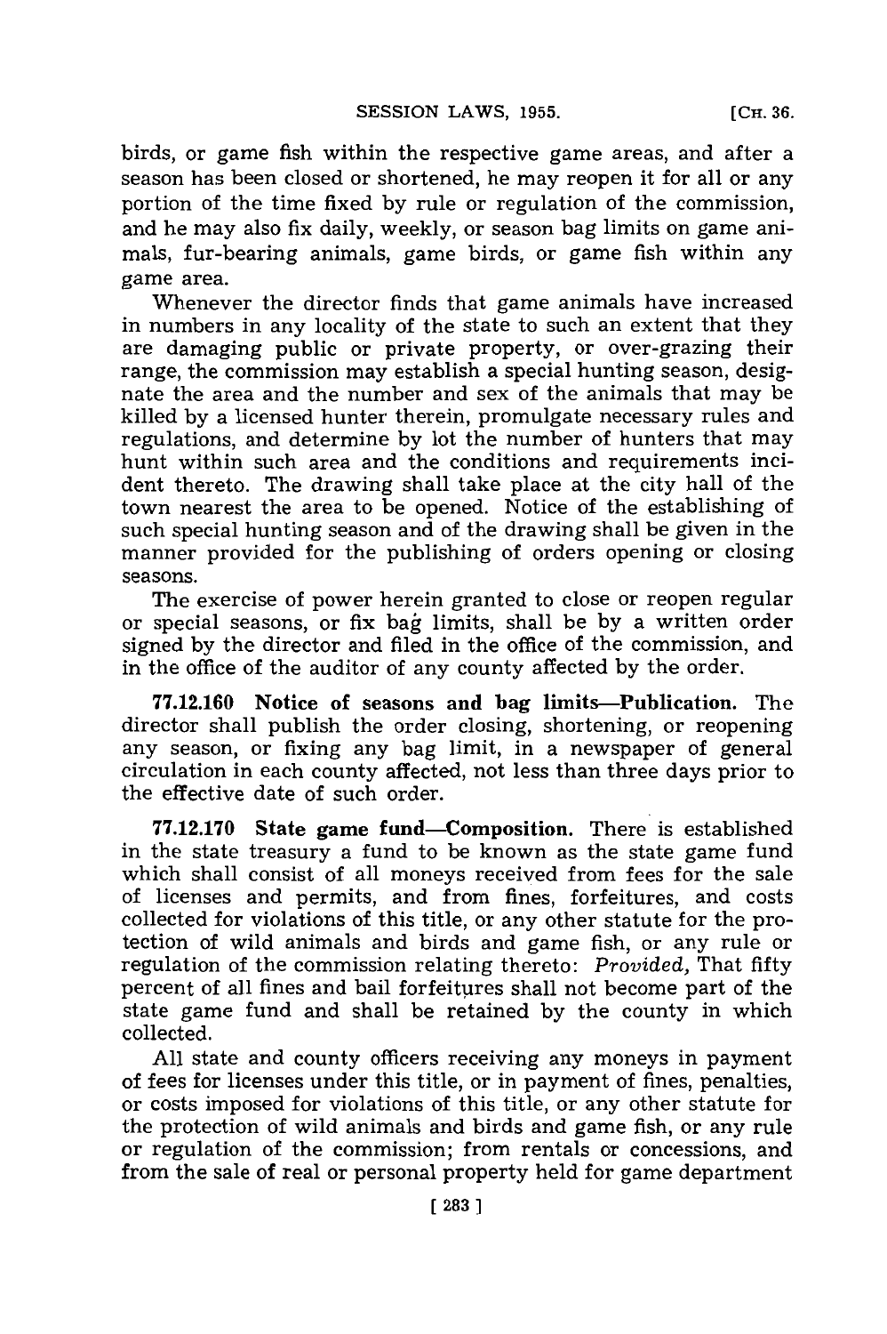birds, or game fish within the respective game areas, and after a season has been closed or shortened, he may reopen it for all or any portion of the time fixed by rule or regulation of the commission, and he may also fix daily, weekly, or season bag limits on game animals, fur-bearing animals, game birds, or game fish within any game area.

Whenever the director finds that game animals have increased in numbers in any locality of the state to such an extent that they are damaging public or private property, or over-grazing their range, the commission may establish a special hunting season, designate the area and the number and sex of the animals that may be killed by a licensed hunter therein, promulgate necessary rules and regulations, and determine by lot the number of hunters that may hunt within such area and the conditions and requirements incident thereto. The drawing shall take place at the city hall of the town nearest the area to be opened. Notice of the establishing of such special hunting season and of the drawing shall be given in the manner provided for the publishing of orders opening or closing seasons.

The exercise of power herein granted to close or reopen regular or special seasons, or fix bag limits, shall be by a written order signed by the director and filed in the office of the commission, and in the office of the auditor of any county affected by the order.

**77.12.160 Notice of seasons and bag limits—Publication.** The director shall publish the order closing, shortening, or reopening any season, or fixing any bag limit, in a newspaper of general circulation in each county affected, not less than three days prior to the effective date of such order.

**77.12.170 State game fund—Composition.** There is established in the state treasury a fund to be known as the state game fund which shall consist of all moneys received from fees for the sale of licenses and permits, and from fines, forfeitures, and costs collected for violations of this title, or any other statute for the protection of wild animals and birds and game fish, or any rule or regulation of the commission relating thereto: *Provided,* That fifty percent of all fines and bail forfeitures shall not become part of the state game fund and shall be retained by the county in which collected.

All state and county officers receiving any moneys in payment of fees for licenses under this title, or in payment of fines, penalties, or costs imposed for violations of this title, or any other statute for the protection of wild animals and birds and game fish, or any rule or regulation of the commission; from rentals or concessions, and from the sale of real or personal property held for game department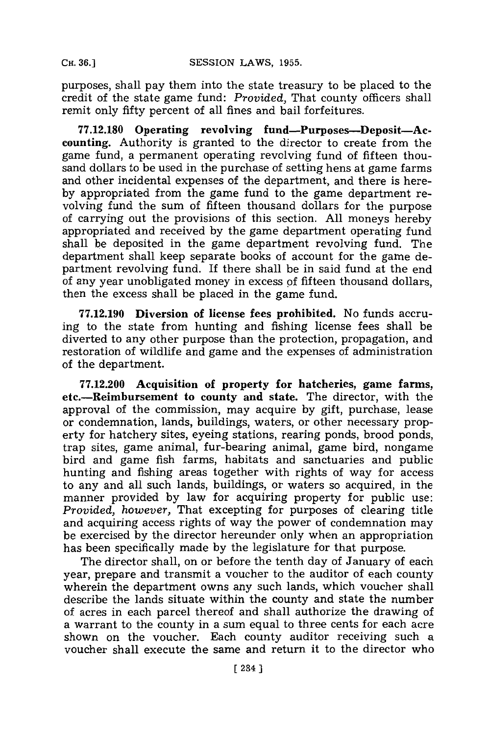purposes, shall pay them into the state treasury to be placed to the credit of the state game fund: *Provided,* That county officers shall remit only fifty percent of all fines and bail forfeitures.

**77.12.180 Operating revolving fund—Purposes—Deposit—Accounting.** Authority is granted to the director to create from the game fund, a permanent operating revolving fund of fifteen thousand dollars to be used in the purchase of setting hens at game farms and other incidental expenses of the department, and there is hereby appropriated from the game fund to the game department revolving fund the sum of fifteen thousand dollars for the purpose of carrying out the provisions of this section. All moneys hereby appropriated and received by the game department operating fund shall be deposited in the game department revolving fund. The department shall keep separate books of account for the game department revolving fund. If there shall be in said fund at the end of any year unobligated money in excess of fifteen thousand dollars, then the excess shall be placed in the game fund.

**77.12.190 Diversion of license fees prohibited.** No funds accruing to the state from hunting and fishing license fees shall be diverted to any other purpose than the protection, propagation, and restoration of wildlife and game and the expenses of administration of the department.

**77.12.200 Acquisition of property for hatcheries, game farms, etc.—Reimbursement to county and state.** The director, with the approval of the commission, may acquire by gift, purchase, lease or condemnation, lands, buildings, waters, or other necessary property for hatchery sites, eyeing stations, rearing ponds, brood ponds, trap sites, game animal, fur-bearing animal, game bird, nongame bird and game fish farms, habitats and sanctuaries and public hunting and fishing areas together with rights of way for access to any and all such lands, buildings, or waters so acquired, in the manner provided by law for acquiring property for public use: *Provided, however,* That excepting for purposes of clearing title and acquiring access rights of way the power of condemnation may be exercised by the director hereunder only when an appropriation has been specifically made by the legislature for that purpose.

The director shall, on or before the tenth day of January of each year, prepare and transmit a voucher to the auditor of each county wherein the department owns any such lands, which voucher shall describe the lands situate within the county and state the number of acres in each parcel thereof and shall authorize the drawing of a warrant to the county in a sum equal to three cents for each acre shown on the voucher. Each county auditor receiving such a voucher shall execute the same and return it to the director who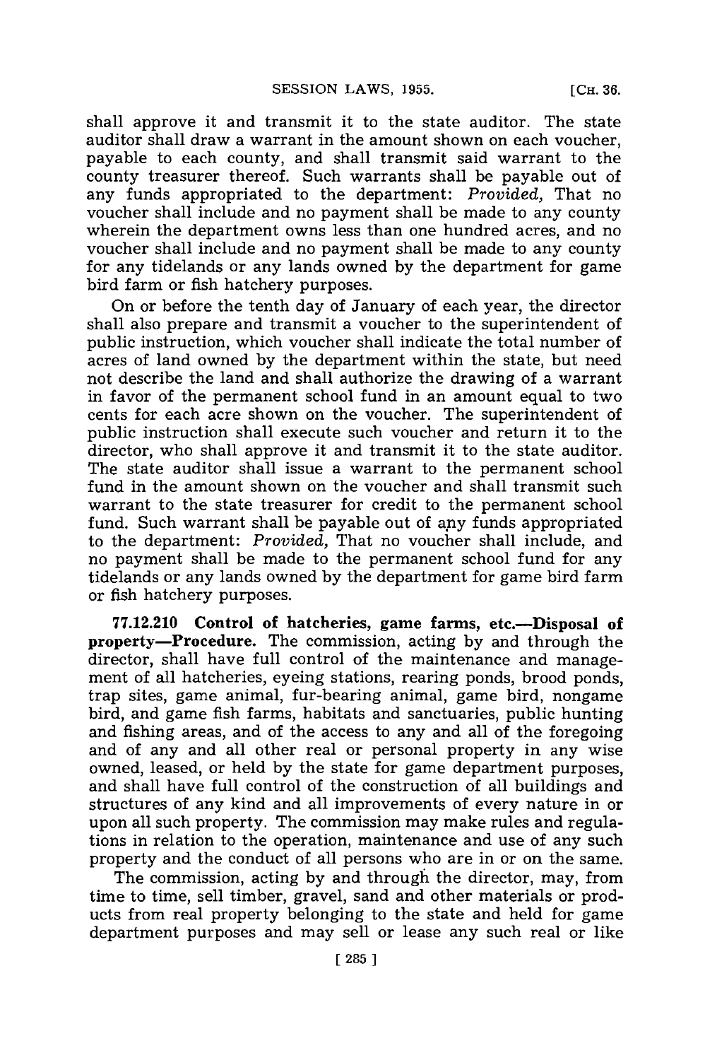shall approve it and transmit it to the state auditor. The state auditor shall draw a warrant in the amount shown on each voucher, payable to each county, and shall transmit said warrant to the county treasurer thereof. Such warrants shall be payable out of any funds appropriated to the department: *Provided,* That no voucher shall include and no payment shall be made to any county wherein the department owns less than one hundred acres, and no voucher shall include and no payment shall be made to any county for any tidelands or any lands owned by the department for game bird farm or fish hatchery purposes.

On or before the tenth day of January of each year, the director shall also prepare and transmit a voucher to the superintendent of public instruction, which voucher shall indicate the total number of acres of land owned by the department within the state, but need not describe the land and shall authorize the drawing of a warrant in favor of the permanent school fund in an amount equal to two cents for each acre shown on the voucher. The superintendent of public instruction shall execute such voucher and return it to the director, who shall approve it and transmit it to the state auditor. The state auditor shall issue a warrant to the permanent school fund in the amount shown on the voucher and shall transmit such warrant to the state treasurer for credit to the permanent school fund. Such warrant shall be payable out of any funds appropriated to the department: *Provided,* That no voucher shall include, and no payment shall be made to the permanent school fund for any tidelands or any lands owned by the department for game bird farm or fish hatchery purposes.

**77.12.210 Control of hatcheries, game farms, etc.—Disposal of property—Procedure.** The commission, acting by and through the director, shall have full control of the maintenance and management of all hatcheries, eyeing stations, rearing ponds, brood ponds, trap sites, game animal, fur-bearing animal, game bird, nongame bird, and game fish farms, habitats and sanctuaries, public hunting and fishing areas, and of the access to any and all of the foregoing and of any and all other real or personal property in any wise owned, leased, or held by the state for game department purposes, and shall have full control of the construction of all buildings and structures of any kind and all improvements of every nature in or upon all such property. The commission may make rules and regulations in relation to the operation, maintenance and use of any such property and the conduct of all persons who are in or on the same.

The commission, acting by and through the director, may, from time to time, sell timber, gravel, sand and other materials or products from real property belonging to the state and held for game department purposes and may sell or lease any such real or like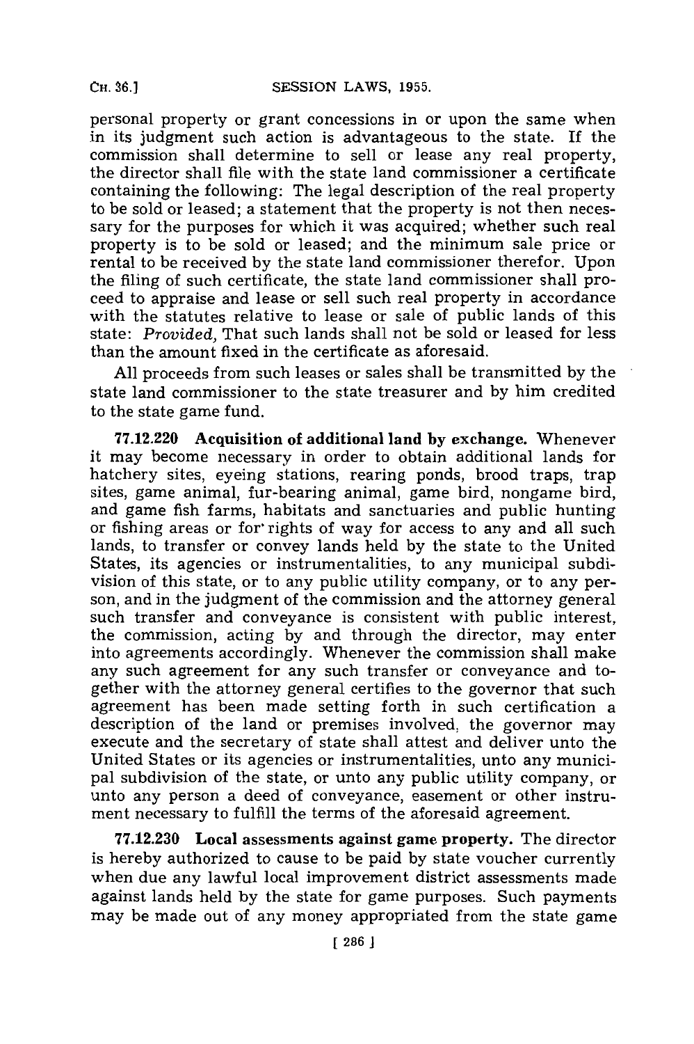personal property or grant concessions in or upon the same when in its judgment such action is advantageous to the state. If the commission shall determine to sell or lease any real property, the director shall file with the state land commissioner a certificate containing the following: The legal description of the real property to be sold or leased; a statement that the property is not then necessary for the purposes for which it was acquired; whether such real property is to be sold or leased; and the minimum sale price or rental to be received by the state land commissioner therefor. Upon the filing of such certificate, the state land commissioner shall proceed to appraise and lease or sell such real property in accordance with the statutes relative to lease or sale of public lands of this state: *Provided,* That such lands shall not be sold or leased for less than the amount fixed in the certificate as aforesaid.

All proceeds from such leases or sales shall be transmitted by the state land commissioner to the state treasurer and by him credited to the state game fund.

**77.12.220 Acquisition of additional land by exchange.** Whenever it may become necessary in order to obtain additional lands for hatchery sites, eyeing stations, rearing ponds, brood traps, trap sites, game animal, fur-bearing animal, game bird, nongame bird, and game fish farms, habitats and sanctuaries and public hunting or fishing areas or for rights of way for access to any and all such lands, to transfer or convey lands held by the state to the United States, its agencies or instrumentalities, to any municipal subdivision of this state, or to any public utility company, or to any person, and in the judgment of the commission and the attorney general such transfer and conveyance is consistent with public interest, the commission, acting by and through the director, may enter into agreements accordingly. Whenever the commission shall make any such agreement for any such transfer or conveyance and together with the attorney general certifies to the governor that such agreement has been made setting forth in such certification a description of the land or premises involved, the governor may execute and the secretary of state shall attest and deliver unto the United States or its agencies or instrumentalities, unto any municipal subdivision of the state, or unto any public utility company, or unto any person a deed of conveyance, easement or other instrument necessary to fulfill the terms of the aforesaid agreement.

**77.12.230 Local assessments against game property.** The director is hereby authorized to cause to be paid by state voucher currently when due any lawful local improvement district assessments made against lands held by the state for game purposes. Such payments may be made out of any money appropriated from the state game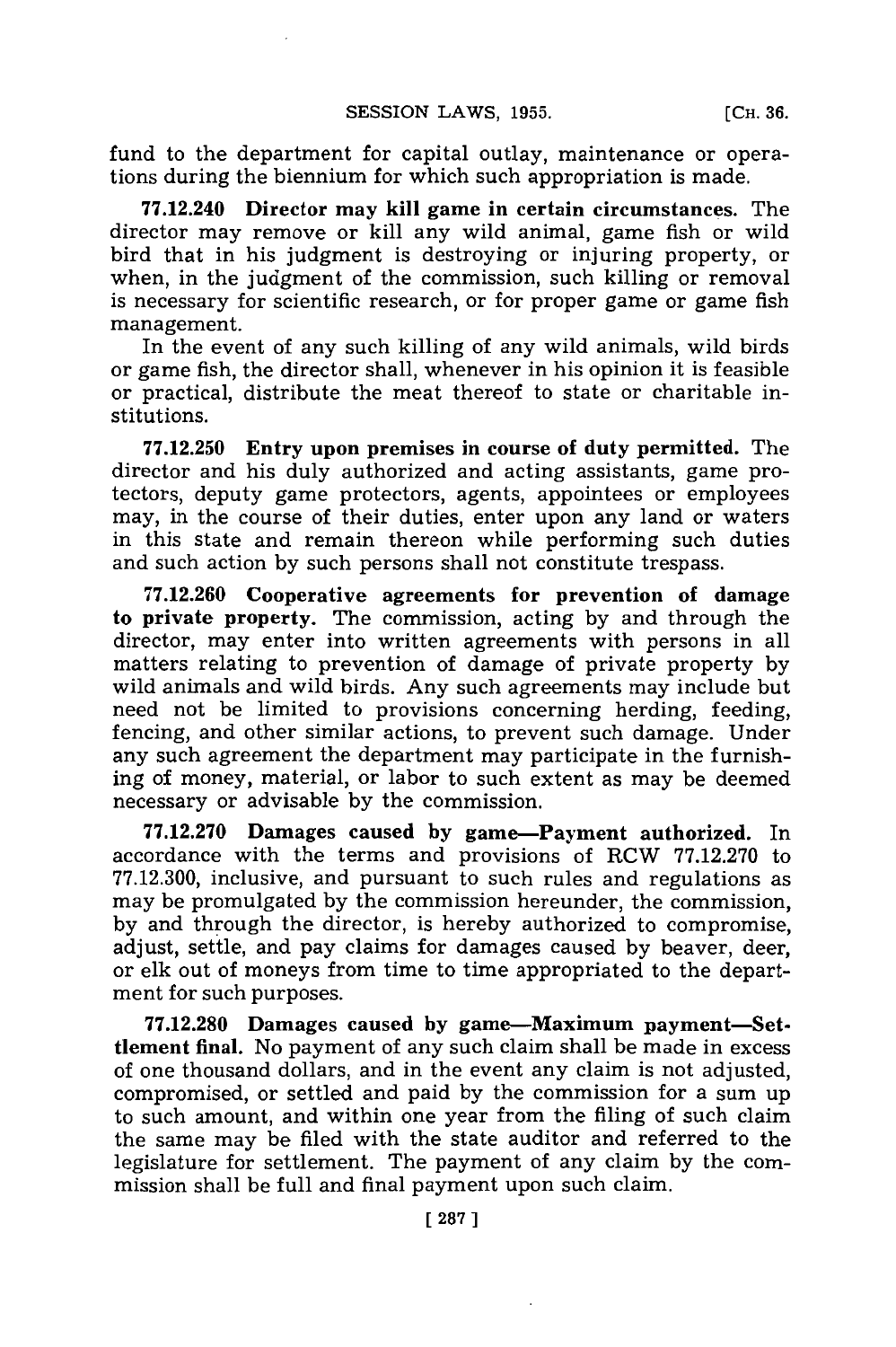fund to the department for capital outlay, maintenance or operations during the biennium for which such appropriation is made.

**77.12.240 Director may kill game in certain circumstances.** The director may remove or kill any wild animal, game fish or wild bird that in his judgment is destroying or injuring property, or when, in the judgment of the commission, such killing or removal is necessary for scientific research, or for proper game or game fish management.

In the event of any such killing of any wild animals, wild birds or game fish, the director shall, whenever in his opinion it is feasible or practical, distribute the meat thereof to state or charitable institutions.

**77.12.250 Entry upon premises in course of duty permitted.** The director and his duly authorized and acting assistants, game protectors, deputy game protectors, agents, appointees or employees may, in the course of their duties, enter upon any land or waters in this state and remain thereon while performing such duties and such action by such persons shall not constitute trespass.

**77.12.260 Cooperative agreements for prevention of damage to private property.** The commission, acting by and through the director, may enter into written agreements with persons in all matters relating to prevention of damage of private property by wild animals and wild birds. Any such agreements may include but need not be limited to provisions concerning herding, feeding, fencing, and other similar actions, to prevent such damage. Under any such agreement the department may participate in the furnishing of money, material, or labor to such extent as may be deemed necessary or advisable by the commission.

**77.12.270 Damages caused by game—Payment authorized.** In accordance with the terms and provisions of RCW 77.12.270 to 77.12.300, inclusive, and pursuant to such rules and regulations as may be promulgated by the commission hereunder, the commission, by and through the director, is hereby authorized to compromise, adjust, settle, and pay claims for damages caused by beaver, deer, or elk out of moneys from time to time appropriated to the department for such purposes.

**77.12.280 Damages caused by game—Maximum payment—Settlement final.** No payment of any such claim shall be made in excess of one thousand dollars, and in the event any claim is not adjusted, compromised, or settled and paid by the commission for a sum up to such amount, and within one year from the filing of such claim the same may be filed with the state auditor and referred to the legislature for settlement. The payment of any claim by the commission shall be full and final payment upon such claim.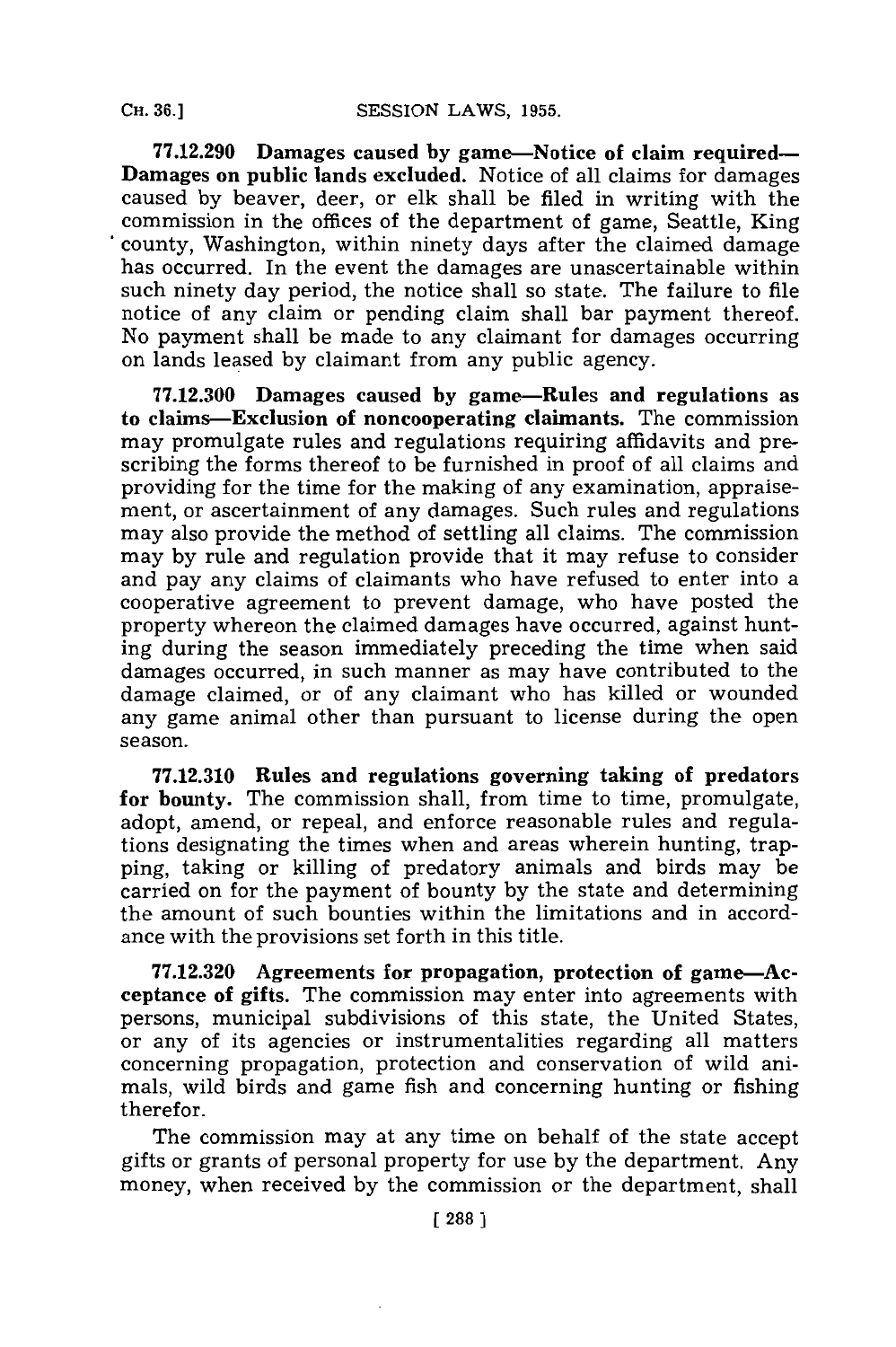**77.12.290 Damages caused by game—Notice of claim required—Damages on public lands excluded.** Notice of all claims for damages caused by beaver, deer, or elk shall be filed in writing with the commission in the offices of the department of game, Seattle, King county, Washington, within ninety days after the claimed damage has occurred. In the event the damages are unascertainable within such ninety day period, the notice shall so state. The failure to file notice of any claim or pending claim shall bar payment thereof. No payment shall be made to any claimant for damages occurring on lands leased by claimant from any public agency.

**77.12.300 Damages caused by game—Rules and regulations as to claims—Exclusion of noncooperating claimants.** The commission may promulgate rules and regulations requiring affidavits and prescribing the forms thereof to be furnished in proof of all claims and providing for the time for the making of any examination, appraisement, or ascertainment of any damages. Such rules and regulations may also provide the method of settling all claims. The commission may by rule and regulation provide that it may refuse to consider and pay any claims of claimants who have refused to enter into a cooperative agreement to prevent damage, who have posted the property whereon the claimed damages have occurred, against hunting during the season immediately preceding the time when said damages occurred, in such manner as may have contributed to the damage claimed, or of any claimant who has killed or wounded any game animal other than pursuant to license during the open season.

**77.12.310 Rules and regulations governing taking of predators for bounty.** The commission shall, from time to time, promulgate, adopt, amend, or repeal, and enforce reasonable rules and regulations designating the times when and areas wherein hunting, trapping, taking or killing of predatory animals and birds may be carried on for the payment of bounty by the state and determining the amount of such bounties within the limitations and in accordance with the provisions set forth in this title.

**77.12.320 Agreements for propagation, protection of game—Acceptance of gifts.** The commission may enter into agreements with persons, municipal subdivisions of this state, the United States, or any of its agencies or instrumentalities regarding all matters concerning propagation, protection and conservation of wild animals, wild birds and game fish and concerning hunting or fishing therefor.

The commission may at any time on behalf of the state accept gifts or grants of personal property for use by the department. Any money, when received by the commission or the department, shall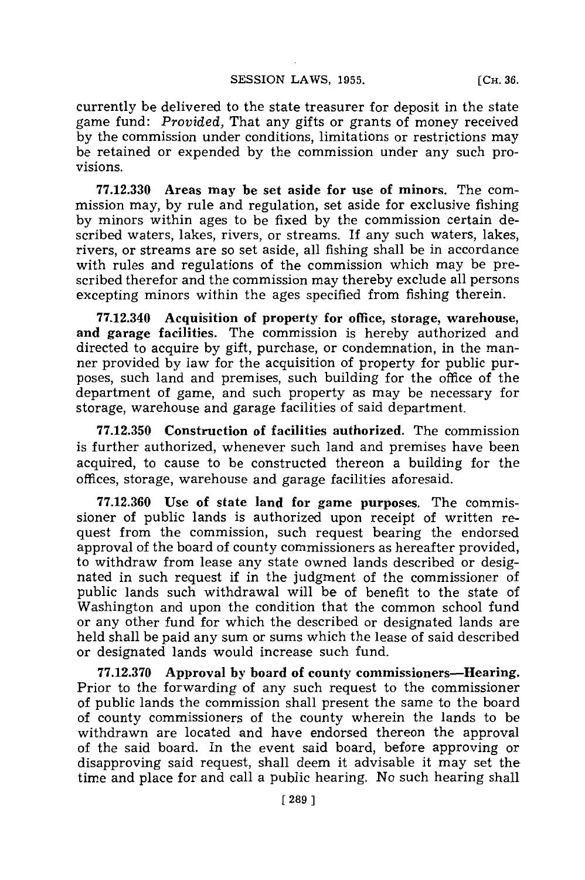currently be delivered to the state treasurer for deposit in the state game fund: *Provided,* That any gifts or grants of money received by the commission under conditions, limitations or restrictions may be retained or expended by the commission under any such provisions.

**77.12.330 Areas may be set aside for use of minors.** The commission may, by rule and regulation, set aside for exclusive fishing by minors within ages to be fixed by the commission certain described waters, lakes, rivers, or streams. If any such waters, lakes, rivers, or streams are so set aside, all fishing shall be in accordance with rules and regulations of the commission which may be prescribed therefor and the commission may thereby exclude all persons excepting minors within the ages specified from fishing therein.

**77.12.340 Acquisition of property for office, storage, warehouse, and garage facilities.** The commission is hereby authorized and directed to acquire by gift, purchase, or condemnation, in the manner provided by law for the acquisition of property for public purposes, such land and premises, such building for the office of the department of game, and such property as may be necessary for storage, warehouse and garage facilities of said department.

**77.12.350 Construction of facilities authorized.** The commission is further authorized, whenever such land and premises have been acquired, to cause to be constructed thereon a building for the offices, storage, warehouse and garage facilities aforesaid.

**77.12.360 Use of state land for game purposes.** The commissioner of public lands is authorized upon receipt of written request from the commission, such request bearing the endorsed approval of the board of county commissioners as hereafter provided, to withdraw from lease any state owned lands described or designated in such request if in the judgment of the commissioner of public lands such withdrawal will be of benefit to the state of Washington and upon the condition that the common school fund or any other fund for which the described or designated lands are held shall be paid any sum or sums which the lease of said described or designated lands would increase such fund.

**77.12.370 Approval by board of county commissioners—Hearing.** Prior to the forwarding of any such request to the commissioner of public lands the commission shall present the same to the board of county commissioners of the county wherein the lands to be withdrawn are located and have endorsed thereon the approval of the said board. In the event said board, before approving or disapproving said request, shall deem it advisable it may set the time and place for and call a public hearing. No such hearing shall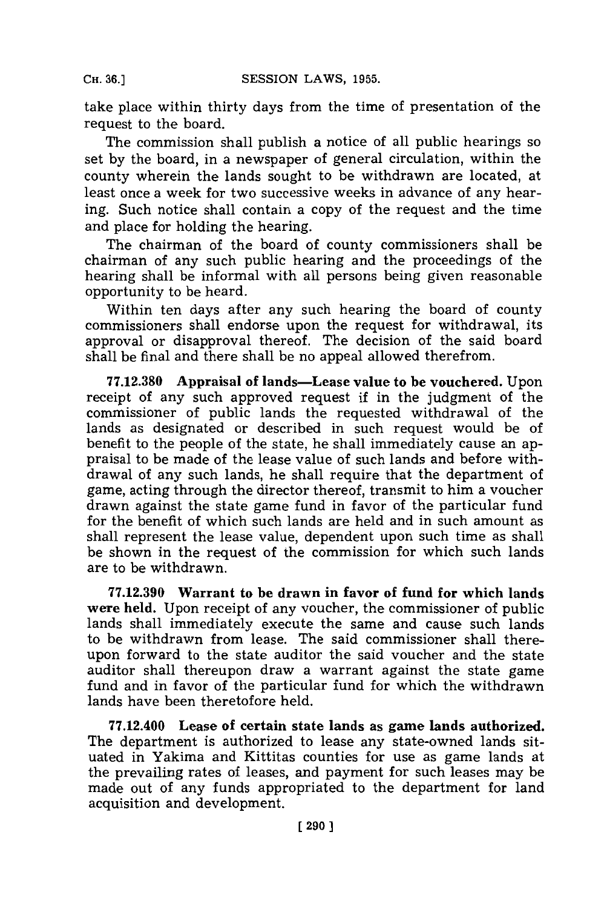take place within thirty days from the time of presentation of the request to the board.

The commission shall publish a notice of all public hearings so set by the board, in a newspaper of general circulation, within the county wherein the lands sought to be withdrawn are located, at least once a week for two successive weeks in advance of any hearing. Such notice shall contain a copy of the request and the time and place for holding the hearing.

The chairman of the board of county commissioners shall be chairman of any such public hearing and the proceedings of the hearing shall be informal with all persons being given reasonable opportunity to be heard.

Within ten days after any such hearing the board of county commissioners shall endorse upon the request for withdrawal, its approval or disapproval thereof. The decision of the said board shall be final and there shall be no appeal allowed therefrom.

**77.12.380 Appraisal of lands—Lease value to be vouchered.** Upon receipt of any such approved request if in the judgment of the commissioner of public lands the requested withdrawal of the lands as designated or described in such request would be of benefit to the people of the state, he shall immediately cause an appraisal to be made of the lease value of such lands and before withdrawal of any such lands, he shall require that the department of game, acting through the director thereof, transmit to him a voucher drawn against the state game fund in favor of the particular fund for the benefit of which such lands are held and in such amount as shall represent the lease value, dependent upon such time as shall be shown in the request of the commission for which such lands are to be withdrawn.

**77.12.390 Warrant to be drawn in favor of fund for which lands were held.** Upon receipt of any voucher, the commissioner of public lands shall immediately execute the same and cause such lands to be withdrawn from lease. The said commissioner shall thereupon forward to the state auditor the said voucher and the state auditor shall thereupon draw a warrant against the state game fund and in favor of the particular fund for which the withdrawn lands have been theretofore held.

**77.12.400 Lease of certain state lands as game lands authorized.** The department is authorized to lease any state-owned lands situated in Yakima and Kittitas counties for use as game lands at the prevailing rates of leases, and payment for such leases may be made out of any funds appropriated to the department for land acquisition and development.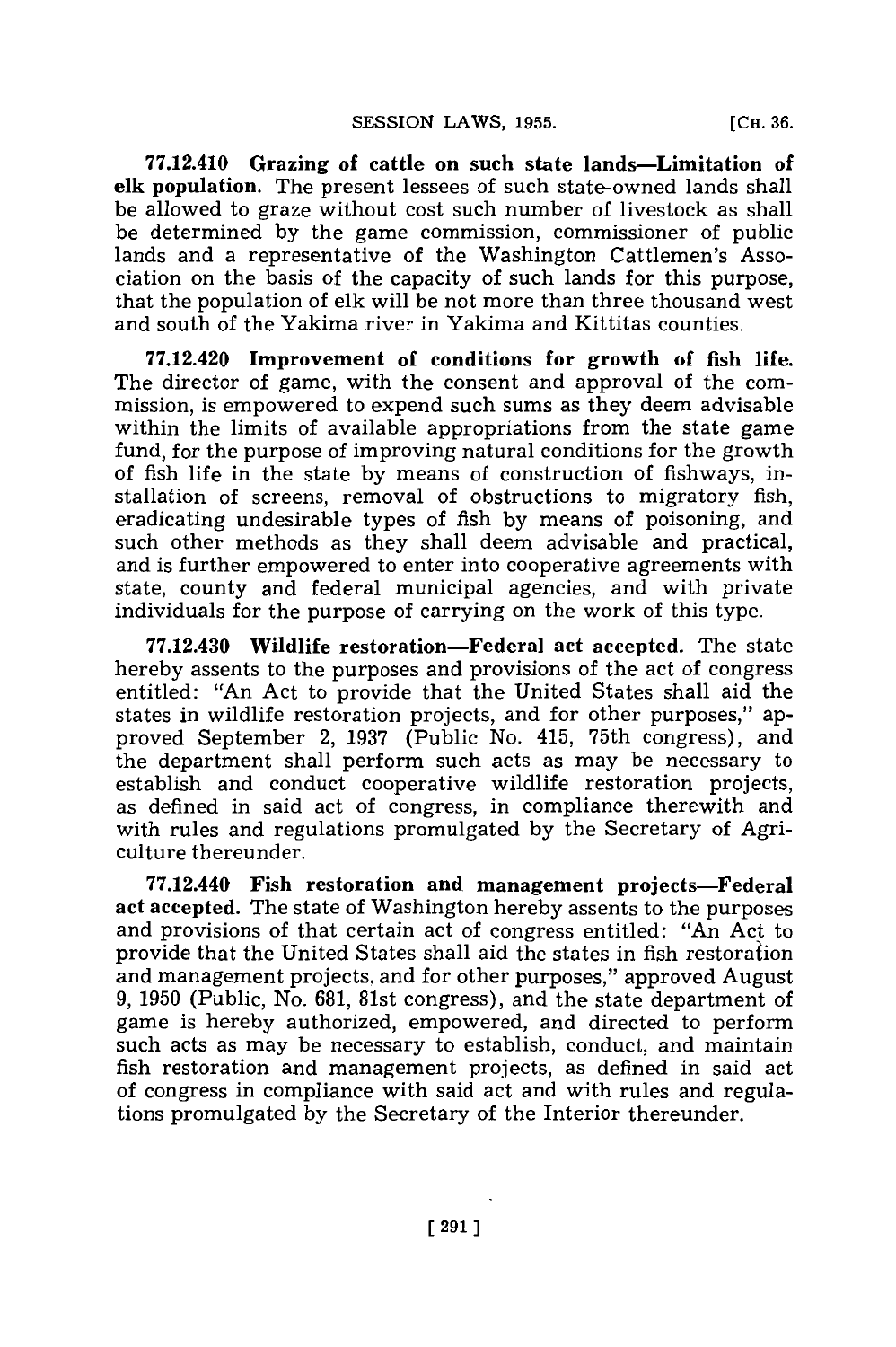**77.12.410 Grazing of cattle on such state lands—Limitation of elk population.** The present lessees of such state-owned lands shall be allowed to graze without cost such number of livestock as shall be determined by the game commission, commissioner of public lands and a representative of the Washington Cattlemen's Association on the basis of the capacity of such lands for this purpose, that the population of elk will be not more than three thousand west and south of the Yakima river in Yakima and Kittitas counties.

**77.12.420 Improvement of conditions for growth of fish life.** The director of game, with the consent and approval of the commission, is empowered to expend such sums as they deem advisable within the limits of available appropriations from the state game fund, for the purpose of improving natural conditions for the growth of fish life in the state by means of construction of fishways, installation of screens, removal of obstructions to migratory fish, eradicating undesirable types of fish by means of poisoning, and such other methods as they shall deem advisable and practical, and is further empowered to enter into cooperative agreements with state, county and federal municipal agencies, and with private individuals for the purpose of carrying on the work of this type.

**77.12.430 Wildlife restoration—Federal act accepted.** The state hereby assents to the purposes and provisions of the act of congress entitled: "An Act to provide that the United States shall aid the states in wildlife restoration projects, and for other purposes," approved September 2, 1937 (Public No. 415, 75th congress), and the department shall perform such acts as may be necessary to establish and conduct cooperative wildlife restoration projects, as defined in said act of congress, in compliance therewith and with rules and regulations promulgated by the Secretary of Agriculture thereunder.

**77.12.440 Fish restoration and management projects—Federal act accepted.** The state of Washington hereby assents to the purposes and provisions of that certain act of congress entitled: "An Act to provide that the United States shall aid the states in fish restoration and management projects, and for other purposes," approved August 9, 1950 (Public, No. 681, 81st congress), and the state department of game is hereby authorized, empowered, and directed to perform such acts as may be necessary to establish, conduct, and maintain fish restoration and management projects, as defined in said act of congress in compliance with said act and with rules and regulations promulgated by the Secretary of the Interior thereunder.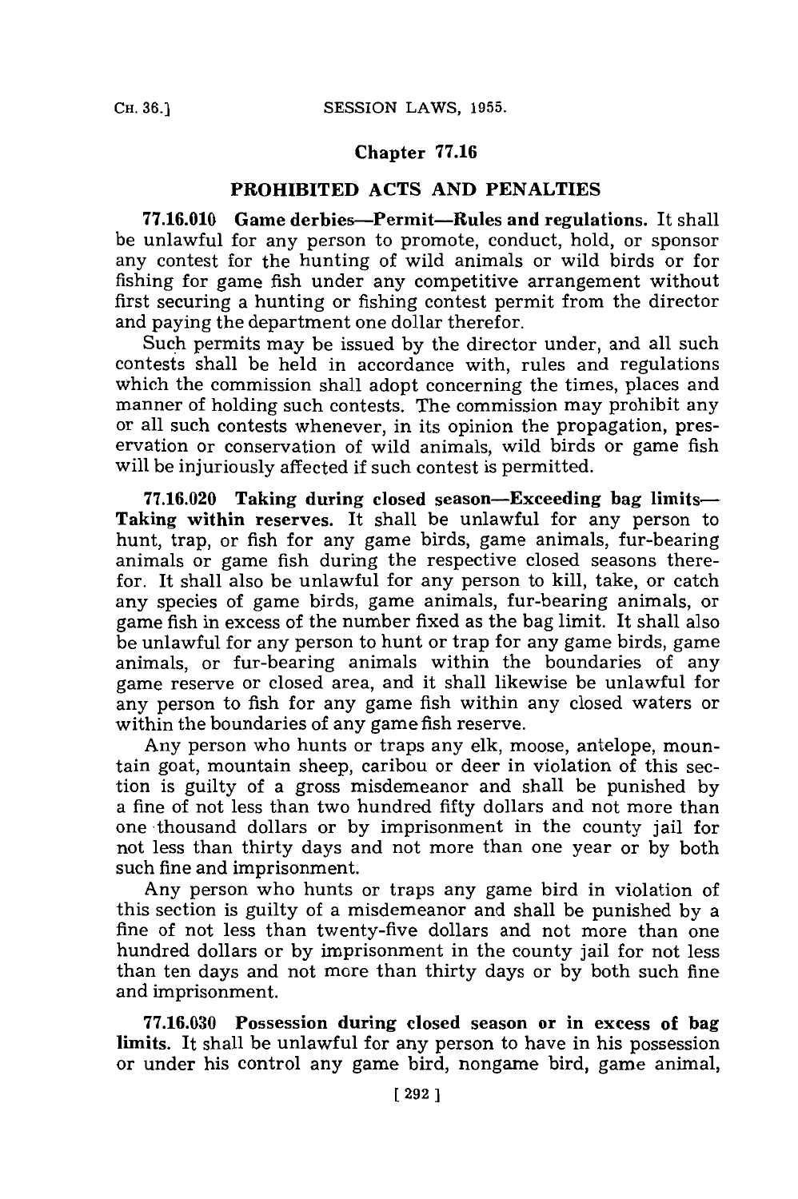## Chapter 77.16

## PROHIBITED ACTS AND PENALTIES

**77.16.010 Game derbies—Permit—Rules and regulations.** It shall be unlawful for any person to promote, conduct, hold, or sponsor any contest for the hunting of wild animals or wild birds or for fishing for game fish under any competitive arrangement without first securing a hunting or fishing contest permit from the director and paying the department one dollar therefor.

Such permits may be issued by the director under, and all such contests shall be held in accordance with, rules and regulations which the commission shall adopt concerning the times, places and manner of holding such contests. The commission may prohibit any or all such contests whenever, in its opinion the propagation, preservation or conservation of wild animals, wild birds or game fish will be injuriously affected if such contest is permitted.

**77.16.020 Taking during closed season—Exceeding bag limits—Taking within reserves.** It shall be unlawful for any person to hunt, trap, or fish for any game birds, game animals, fur-bearing animals or game fish during the respective closed seasons therefor. It shall also be unlawful for any person to kill, take, or catch any species of game birds, game animals, fur-bearing animals, or game fish in excess of the number fixed as the bag limit. It shall also be unlawful for any person to hunt or trap for any game birds, game animals, or fur-bearing animals within the boundaries of any game reserve or closed area, and it shall likewise be unlawful for any person to fish for any game fish within any closed waters or within the boundaries of any game fish reserve.

Any person who hunts or traps any elk, moose, antelope, mountain goat, mountain sheep, caribou or deer in violation of this section is guilty of a gross misdemeanor and shall be punished by a fine of not less than two hundred fifty dollars and not more than one thousand dollars or by imprisonment in the county jail for not less than thirty days and not more than one year or by both such fine and imprisonment.

Any person who hunts or traps any game bird in violation of this section is guilty of a misdemeanor and shall be punished by a fine of not less than twenty-five dollars and not more than one hundred dollars or by imprisonment in the county jail for not less than ten days and not more than thirty days or by both such fine and imprisonment.

**77.16.030 Possession during closed season or in excess of bag limits.** It shall be unlawful for any person to have in his possession or under his control any game bird, nongame bird, game animal,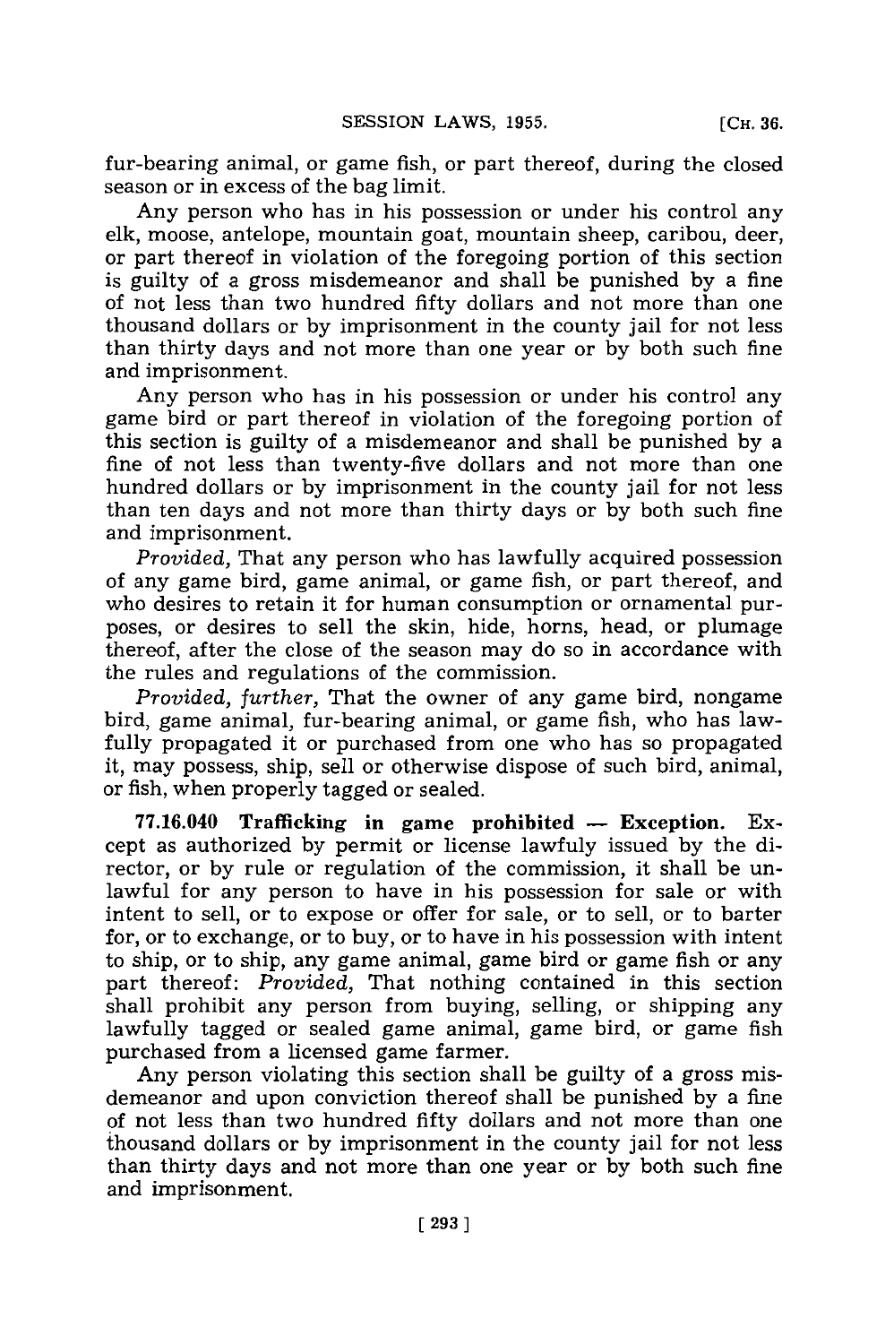fur-bearing animal, or game fish, or part thereof, during the closed season or in excess of the bag limit.

Any person who has in his possession or under his control any elk, moose, antelope, mountain goat, mountain sheep, caribou, deer, or part thereof in violation of the foregoing portion of this section is guilty of a gross misdemeanor and shall be punished by a fine of not less than two hundred fifty dollars and not more than one thousand dollars or by imprisonment in the county jail for not less than thirty days and not more than one year or by both such fine and imprisonment.

Any person who has in his possession or under his control any game bird or part thereof in violation of the foregoing portion of this section is guilty of a misdemeanor and shall be punished by a fine of not less than twenty-five dollars and not more than one hundred dollars or by imprisonment in the county jail for not less than ten days and not more than thirty days or by both such fine and imprisonment.

*Provided,* That any person who has lawfully acquired possession of any game bird, game animal, or game fish, or part thereof, and who desires to retain it for human consumption or ornamental purposes, or desires to sell the skin, hide, horns, head, or plumage thereof, after the close of the season may do so in accordance with the rules and regulations of the commission.

*Provided, further,* That the owner of any game bird, nongame bird, game animal, fur-bearing animal, or game fish, who has lawfully propagated it or purchased from one who has so propagated it, may possess, ship, sell or otherwise dispose of such bird, animal, or fish, when properly tagged or sealed.

**77.16.040 Trafficking in game prohibited — Exception.** Except as authorized by permit or license lawfuly issued by the director, or by rule or regulation of the commission, it shall be unlawful for any person to have in his possession for sale or with intent to sell, or to expose or offer for sale, or to sell, or to barter for, or to exchange, or to buy, or to have in his possession with intent to ship, or to ship, any game animal, game bird or game fish or any part thereof: *Provided,* That nothing contained in this section shall prohibit any person from buying, selling, or shipping any lawfully tagged or sealed game animal, game bird, or game fish purchased from a licensed game farmer.

Any person violating this section shall be guilty of a gross misdemeanor and upon conviction thereof shall be punished by a fine of not less than two hundred fifty dollars and not more than one thousand dollars or by imprisonment in the county jail for not less than thirty days and not more than one year or by both such fine and imprisonment.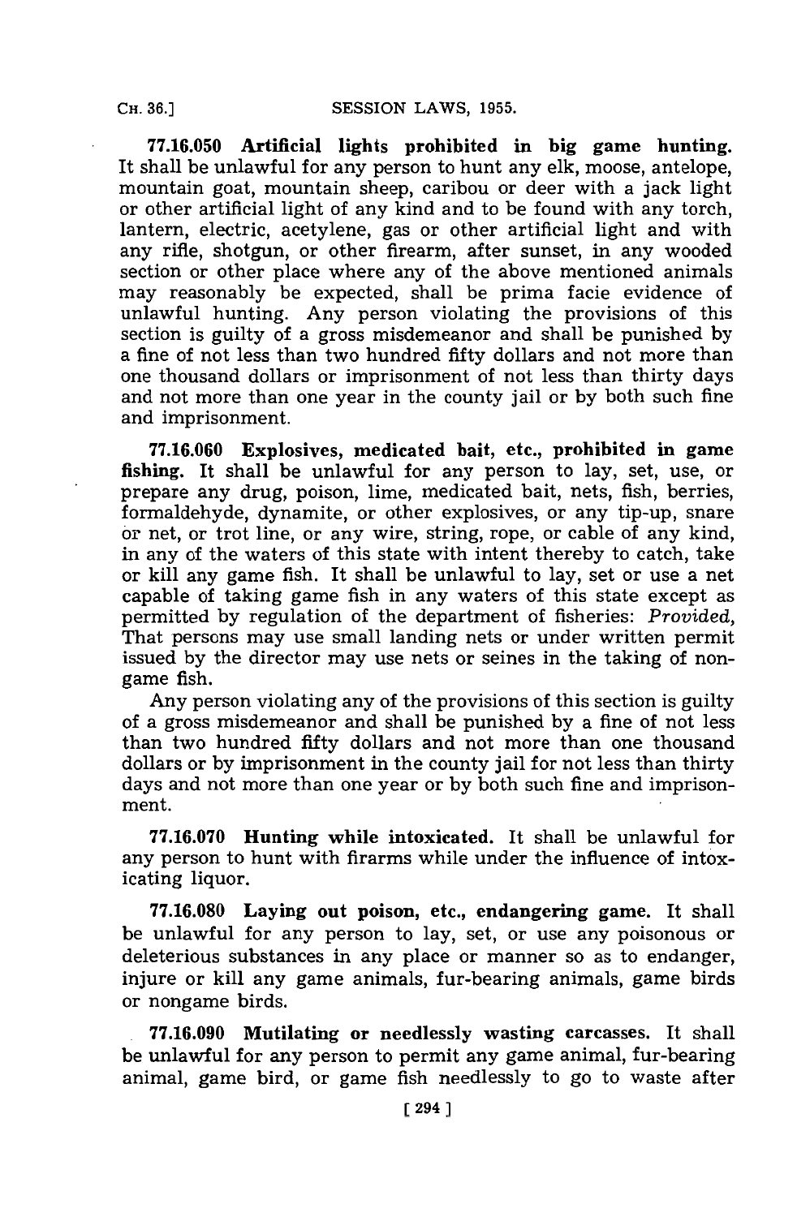**77.16.050 Artificial lights prohibited in big game hunting.** It shall be unlawful for any person to hunt any elk, moose, antelope, mountain goat, mountain sheep, caribou or deer with a jack light or other artificial light of any kind and to be found with any torch, lantern, electric, acetylene, gas or other artificial light and with any rifle, shotgun, or other firearm, after sunset, in any wooded section or other place where any of the above mentioned animals may reasonably be expected, shall be prima facie evidence of unlawful hunting. Any person violating the provisions of this section is guilty of a gross misdemeanor and shall be punished by a fine of not less than two hundred fifty dollars and not more than one thousand dollars or imprisonment of not less than thirty days and not more than one year in the county jail or by both such fine and imprisonment.

**77.16.060 Explosives, medicated bait, etc., prohibited in game fishing.** It shall be unlawful for any person to lay, set, use, or prepare any drug, poison, lime, medicated bait, nets, fish, berries, formaldehyde, dynamite, or other explosives, or any tip-up, snare or net, or trot line, or any wire, string, rope, or cable of any kind, in any of the waters of this state with intent thereby to catch, take or kill any game fish. It shall be unlawful to lay, set or use a net capable of taking game fish in any waters of this state except as permitted by regulation of the department of fisheries: *Provided,* That persons may use small landing nets or under written permit issued by the director may use nets or seines in the taking of nongame fish.

Any person violating any of the provisions of this section is guilty of a gross misdemeanor and shall be punished by a fine of not less than two hundred fifty dollars and not more than one thousand dollars or by imprisonment in the county jail for not less than thirty days and not more than one year or by both such fine and imprisonment.

**77.16.070 Hunting while intoxicated.** It shall be unlawful for any person to hunt with firarms while under the influence of intoxicating liquor.

**77.16.080 Laying out poison, etc., endangering game.** It shall be unlawful for any person to lay, set, or use any poisonous or deleterious substances in any place or manner so as to endanger, injure or kill any game animals, fur-bearing animals, game birds or nongame birds.

**77.16.090 Mutilating or needlessly wasting carcasses.** It shall be unlawful for any person to permit any game animal, fur-bearing animal, game bird, or game fish needlessly to go to waste after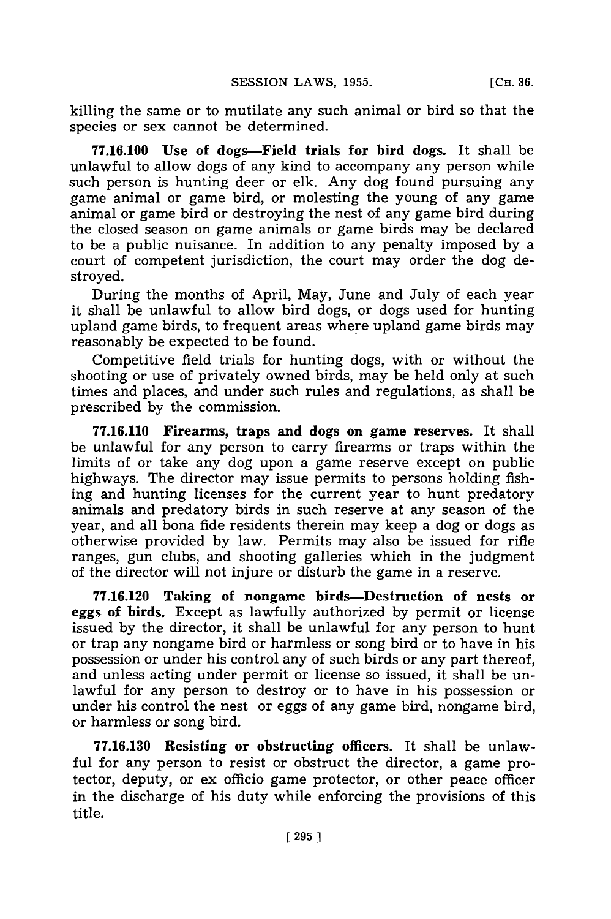killing the same or to mutilate any such animal or bird so that the species or sex cannot be determined.

**77.16.100 Use of dogs—Field trials for bird dogs.** It shall be unlawful to allow dogs of any kind to accompany any person while such person is hunting deer or elk. Any dog found pursuing any game animal or game bird, or molesting the young of any game animal or game bird or destroying the nest of any game bird during the closed season on game animals or game birds may be declared to be a public nuisance. In addition to any penalty imposed by a court of competent jurisdiction, the court may order the dog destroyed.

During the months of April, May, June and July of each year it shall be unlawful to allow bird dogs, or dogs used for hunting upland game birds, to frequent areas where upland game birds may reasonably be expected to be found.

Competitive field trials for hunting dogs, with or without the shooting or use of privately owned birds, may be held only at such times and places, and under such rules and regulations, as shall be prescribed by the commission.

**77.16.110 Firearms, traps and dogs on game reserves.** It shall be unlawful for any person to carry firearms or traps within the limits of or take any dog upon a game reserve except on public highways. The director may issue permits to persons holding fishing and hunting licenses for the current year to hunt predatory animals and predatory birds in such reserve at any season of the year, and all bona fide residents therein may keep a dog or dogs as otherwise provided by law. Permits may also be issued for rifle ranges, gun clubs, and shooting galleries which in the judgment of the director will not injure or disturb the game in a reserve.

**77.16.120 Taking of nongame birds—Destruction of nests or eggs of birds.** Except as lawfully authorized by permit or license issued by the director, it shall be unlawful for any person to hunt or trap any nongame bird or harmless or song bird or to have in his possession or under his control any of such birds or any part thereof, and unless acting under permit or license so issued, it shall be unlawful for any person to destroy or to have in his possession or under his control the nest or eggs of any game bird, nongame bird, or harmless or song bird.

**77.16.130 Resisting or obstructing officers.** It shall be unlawful for any person to resist or obstruct the director, a game protector, deputy, or ex officio game protector, or other peace officer in the discharge of his duty while enforcing the provisions of this title.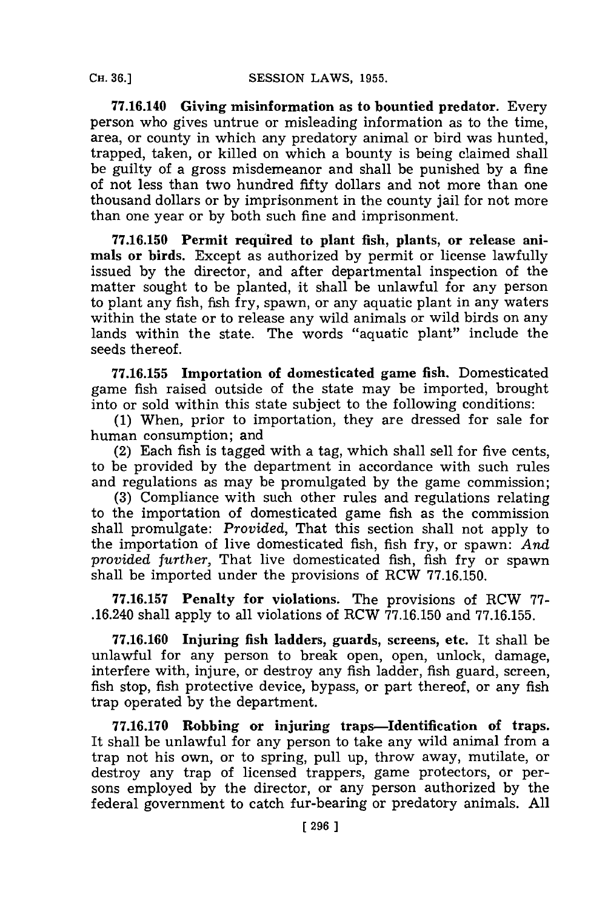**77.16.140 Giving misinformation as to bountied predator.** Every person who gives untrue or misleading information as to the time, area, or county in which any predatory animal or bird was hunted, trapped, taken, or killed on which a bounty is being claimed shall be guilty of a gross misdemeanor and shall be punished by a fine of not less than two hundred fifty dollars and not more than one thousand dollars or by imprisonment in the county jail for not more than one year or by both such fine and imprisonment.

**77.16.150 Permit required to plant fish, plants, or release animals or birds.** Except as authorized by permit or license lawfully issued by the director, and after departmental inspection of the matter sought to be planted, it shall be unlawful for any person to plant any fish, fish fry, spawn, or any aquatic plant in any waters within the state or to release any wild animals or wild birds on any lands within the state. The words "aquatic plant" include the seeds thereof.

**77.16.155 Importation of domesticated game fish.** Domesticated game fish raised outside of the state may be imported, brought into or sold within this state subject to the following conditions:

(1) When, prior to importation, they are dressed for sale for human consumption; and

(2) Each fish is tagged with a tag, which shall sell for five cents, to be provided by the department in accordance with such rules and regulations as may be promulgated by the game commission;

(3) Compliance with such other rules and regulations relating to the importation of domesticated game fish as the commission shall promulgate: *Provided*, That this section shall not apply to the importation of live domesticated fish, fish fry, or spawn: *And provided further*, That live domesticated fish, fish fry or spawn shall be imported under the provisions of RCW 77.16.150.

**77.16.157 Penalty for violations.** The provisions of RCW 77-.16.240 shall apply to all violations of RCW 77.16.150 and 77.16.155.

**77.16.160 Injuring fish ladders, guards, screens, etc.** It shall be unlawful for any person to break open, open, unlock, damage, interfere with, injure, or destroy any fish ladder, fish guard, screen, fish stop, fish protective device, bypass, or part thereof, or any fish trap operated by the department.

**77.16.170 Robbing or injuring traps—Identification of traps.** It shall be unlawful for any person to take any wild animal from a trap not his own, or to spring, pull up, throw away, mutilate, or destroy any trap of licensed trappers, game protectors, or persons employed by the director, or any person authorized by the federal government to catch fur-bearing or predatory animals. All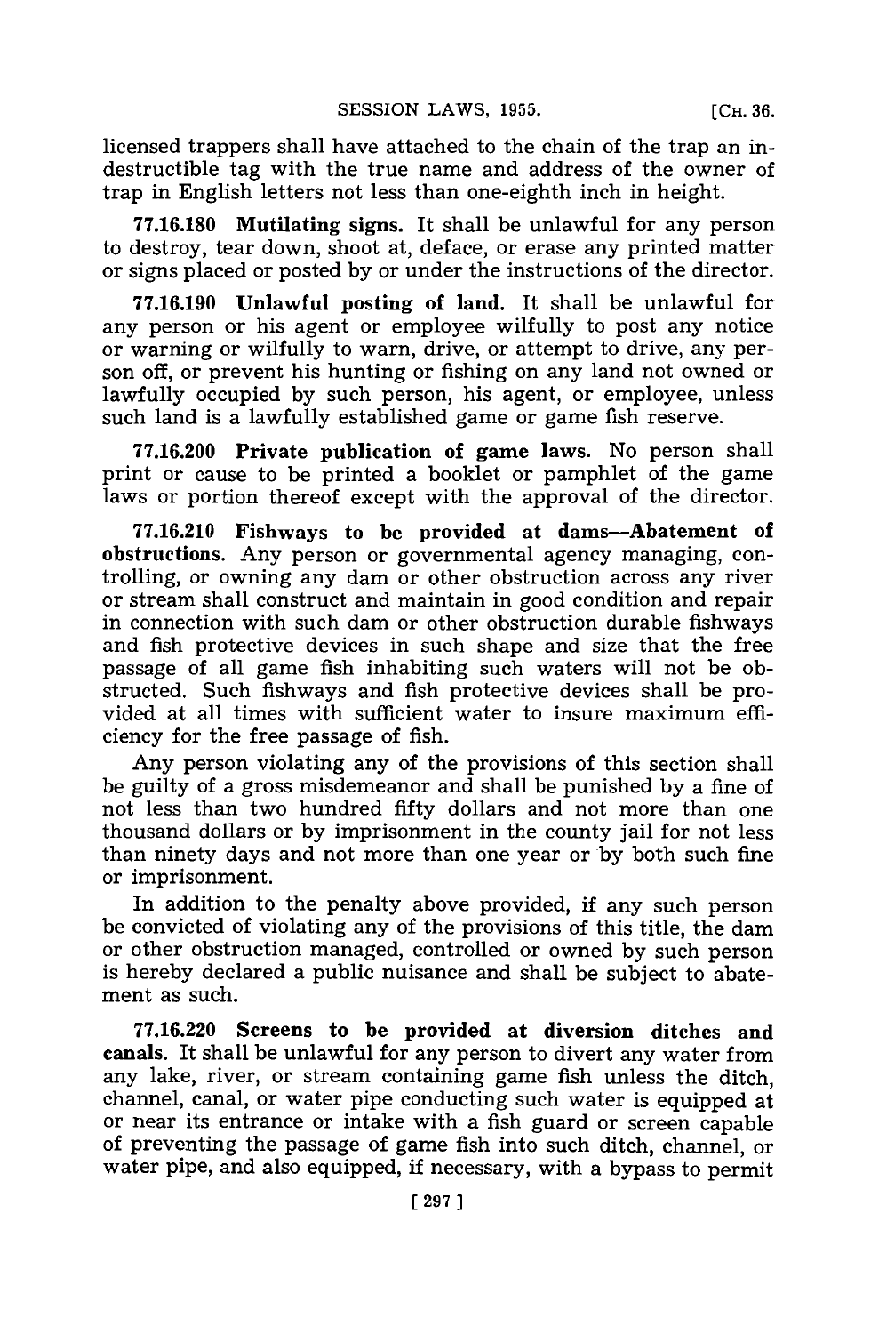licensed trappers shall have attached to the chain of the trap an indestructible tag with the true name and address of the owner of trap in English letters not less than one-eighth inch in height.

**77.16.180 Mutilating signs.** It shall be unlawful for any person to destroy, tear down, shoot at, deface, or erase any printed matter or signs placed or posted by or under the instructions of the director.

**77.16.190 Unlawful posting of land.** It shall be unlawful for any person or his agent or employee wilfully to post any notice or warning or wilfully to warn, drive, or attempt to drive, any person off, or prevent his hunting or fishing on any land not owned or lawfully occupied by such person, his agent, or employee, unless such land is a lawfully established game or game fish reserve.

**77.16.200 Private publication of game laws.** No person shall print or cause to be printed a booklet or pamphlet of the game laws or portion thereof except with the approval of the director.

**77.16.210 Fishways to be provided at dams—Abatement of obstructions.** Any person or governmental agency managing, controlling, or owning any dam or other obstruction across any river or stream shall construct and maintain in good condition and repair in connection with such dam or other obstruction durable fishways and fish protective devices in such shape and size that the free passage of all game fish inhabiting such waters will not be obstructed. Such fishways and fish protective devices shall be provided at all times with sufficient water to insure maximum efficiency for the free passage of fish.

Any person violating any of the provisions of this section shall be guilty of a gross misdemeanor and shall be punished by a fine of not less than two hundred fifty dollars and not more than one thousand dollars or by imprisonment in the county jail for not less than ninety days and not more than one year or by both such fine or imprisonment.

In addition to the penalty above provided, if any such person be convicted of violating any of the provisions of this title, the dam or other obstruction managed, controlled or owned by such person is hereby declared a public nuisance and shall be subject to abatement as such.

**77.16.220 Screens to be provided at diversion ditches and canals.** It shall be unlawful for any person to divert any water from any lake, river, or stream containing game fish unless the ditch, channel, canal, or water pipe conducting such water is equipped at or near its entrance or intake with a fish guard or screen capable of preventing the passage of game fish into such ditch, channel, or water pipe, and also equipped, if necessary, with a bypass to permit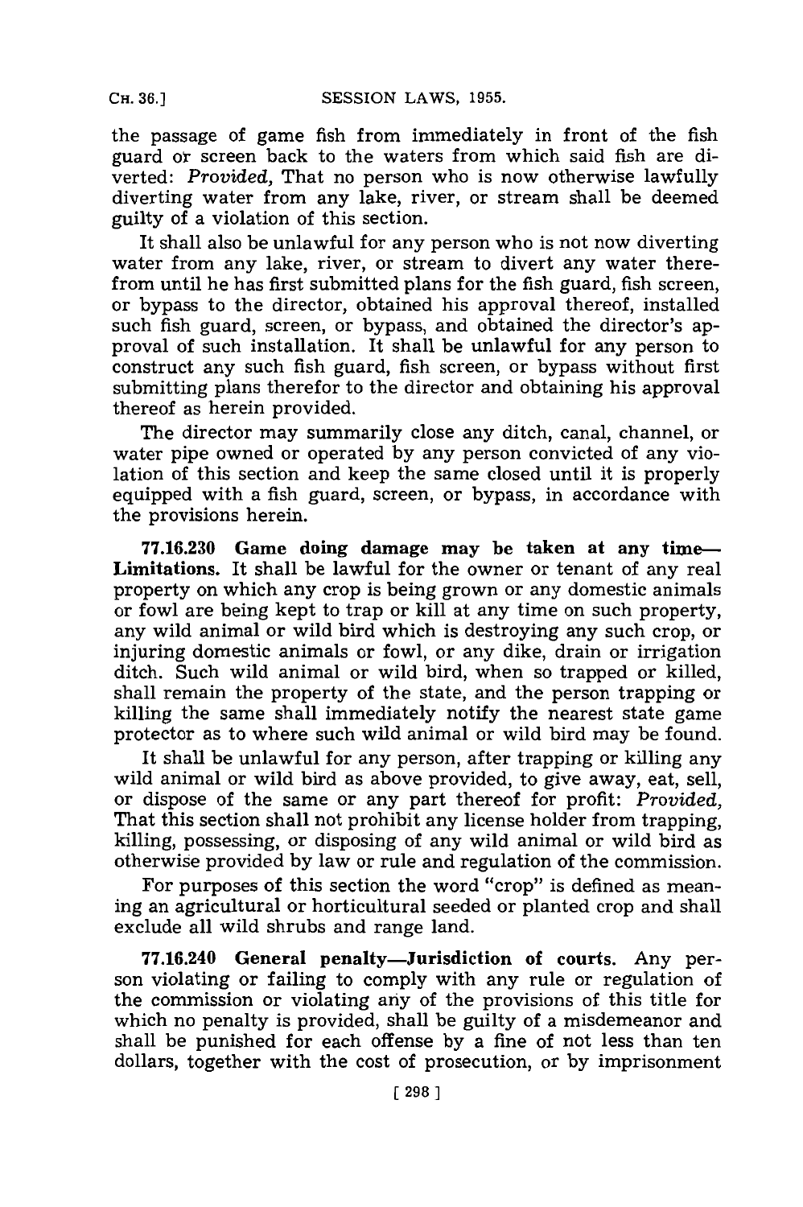the passage of game fish from immediately in front of the fish guard or screen back to the waters from which said fish are diverted: *Provided,* That no person who is now otherwise lawfully diverting water from any lake, river, or stream shall be deemed guilty of a violation of this section.

It shall also be unlawful for any person who is not now diverting water from any lake, river, or stream to divert any water therefrom until he has first submitted plans for the fish guard, fish screen, or bypass to the director, obtained his approval thereof, installed such fish guard, screen, or bypass, and obtained the director's approval of such installation. It shall be unlawful for any person to construct any such fish guard, fish screen, or bypass without first submitting plans therefor to the director and obtaining his approval thereof as herein provided.

The director may summarily close any ditch, canal, channel, or water pipe owned or operated by any person convicted of any violation of this section and keep the same closed until it is properly equipped with a fish guard, screen, or bypass, in accordance with the provisions herein.

**77.16.230 Game doing damage may be taken at any time—Limitations.** It shall be lawful for the owner or tenant of any real property on which any crop is being grown or any domestic animals or fowl are being kept to trap or kill at any time on such property, any wild animal or wild bird which is destroying any such crop, or injuring domestic animals or fowl, or any dike, drain or irrigation ditch. Such wild animal or wild bird, when so trapped or killed, shall remain the property of the state, and the person trapping or killing the same shall immediately notify the nearest state game protector as to where such wild animal or wild bird may be found.

It shall be unlawful for any person, after trapping or killing any wild animal or wild bird as above provided, to give away, eat, sell, or dispose of the same or any part thereof for profit: *Provided,* That this section shall not prohibit any license holder from trapping, killing, possessing, or disposing of any wild animal or wild bird as otherwise provided by law or rule and regulation of the commission.

For purposes of this section the word "crop" is defined as meaning an agricultural or horticultural seeded or planted crop and shall exclude all wild shrubs and range land.

**77.16.240 General penalty—Jurisdiction of courts.** Any person violating or failing to comply with any rule or regulation of the commission or violating any of the provisions of this title for which no penalty is provided, shall be guilty of a misdemeanor and shall be punished for each offense by a fine of not less than ten dollars, together with the cost of prosecution, or by imprisonment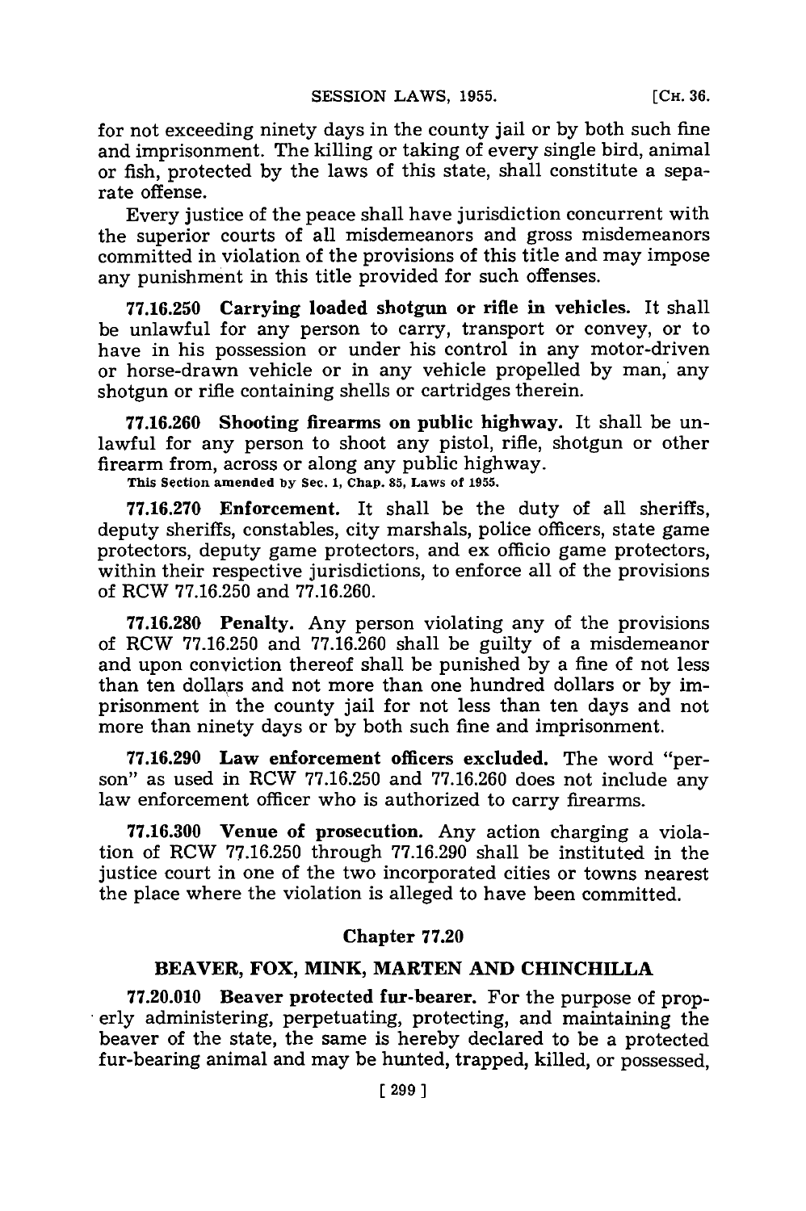for not exceeding ninety days in the county jail or by both such fine and imprisonment. The killing or taking of every single bird, animal or fish, protected by the laws of this state, shall constitute a separate offense.

Every justice of the peace shall have jurisdiction concurrent with the superior courts of all misdemeanors and gross misdemeanors committed in violation of the provisions of this title and may impose any punishment in this title provided for such offenses.

**77.16.250 Carrying loaded shotgun or rifle in vehicles.** It shall be unlawful for any person to carry, transport or convey, or to have in his possession or under his control in any motor-driven or horse-drawn vehicle or in any vehicle propelled by man, any shotgun or rifle containing shells or cartridges therein.

**77.16.260 Shooting firearms on public highway.** It shall be unlawful for any person to shoot any pistol, rifle, shotgun or other firearm from, across or along any public highway.

**This Section amended by Sec. 1, Chap. 85, Laws of 1955.**

**77.16.270 Enforcement.** It shall be the duty of all sheriffs, deputy sheriffs, constables, city marshals, police officers, state game protectors, deputy game protectors, and ex officio game protectors, within their respective jurisdictions, to enforce all of the provisions of RCW 77.16.250 and 77.16.260.

**77.16.280 Penalty.** Any person violating any of the provisions of RCW 77.16.250 and 77.16.260 shall be guilty of a misdemeanor and upon conviction thereof shall be punished by a fine of not less than ten dollars and not more than one hundred dollars or by imprisonment in the county jail for not less than ten days and not more than ninety days or by both such fine and imprisonment.

**77.16.290 Law enforcement officers excluded.** The word "person" as used in RCW 77.16.250 and 77.16.260 does not include any law enforcement officer who is authorized to carry firearms.

**77.16.300 Venue of prosecution.** Any action charging a violation of RCW 77.16.250 through 77.16.290 shall be instituted in the justice court in one of the two incorporated cities or towns nearest the place where the violation is alleged to have been committed.

## Chapter 77.20

## BEAVER, FOX, MINK, MARTEN AND CHINCHILLA

**77.20.010 Beaver protected fur-bearer.** For the purpose of properly administering, perpetuating, protecting, and maintaining the beaver of the state, the same is hereby declared to be a protected fur-bearing animal and may be hunted, trapped, killed, or possessed,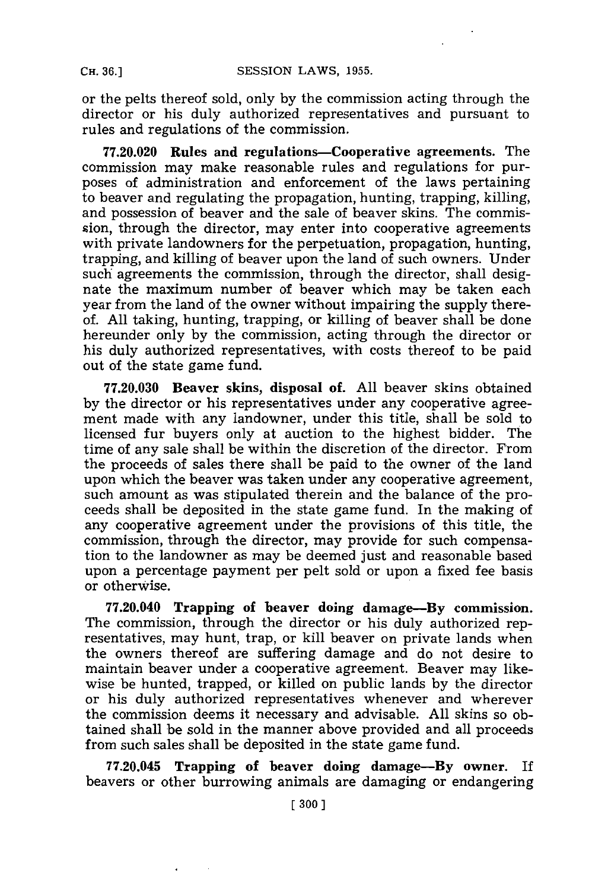or the pelts thereof sold, only by the commission acting through the director or his duly authorized representatives and pursuant to rules and regulations of the commission.

**77.20.020 Rules and regulations—Cooperative agreements.** The commission may make reasonable rules and regulations for purposes of administration and enforcement of the laws pertaining to beaver and regulating the propagation, hunting, trapping, killing, and possession of beaver and the sale of beaver skins. The commission, through the director, may enter into cooperative agreements with private landowners for the perpetuation, propagation, hunting, trapping, and killing of beaver upon the land of such owners. Under such agreements the commission, through the director, shall designate the maximum number of beaver which may be taken each year from the land of the owner without impairing the supply thereof. All taking, hunting, trapping, or killing of beaver shall be done hereunder only by the commission, acting through the director or his duly authorized representatives, with costs thereof to be paid out of the state game fund.

**77.20.030 Beaver skins, disposal of.** All beaver skins obtained by the director or his representatives under any cooperative agreement made with any landowner, under this title, shall be sold to licensed fur buyers only at auction to the highest bidder. The time of any sale shall be within the discretion of the director. From the proceeds of sales there shall be paid to the owner of the land upon which the beaver was taken under any cooperative agreement, such amount as was stipulated therein and the balance of the proceeds shall be deposited in the state game fund. In the making of any cooperative agreement under the provisions of this title, the commission, through the director, may provide for such compensation to the landowner as may be deemed just and reasonable based upon a percentage payment per pelt sold or upon a fixed fee basis or otherwise.

**77.20.040 Trapping of beaver doing damage—By commission.** The commission, through the director or his duly authorized representatives, may hunt, trap, or kill beaver on private lands when the owners thereof are suffering damage and do not desire to maintain beaver under a cooperative agreement. Beaver may likewise be hunted, trapped, or killed on public lands by the director or his duly authorized representatives whenever and wherever the commission deems it necessary and advisable. All skins so obtained shall be sold in the manner above provided and all proceeds from such sales shall be deposited in the state game fund.

**77.20.045 Trapping of beaver doing damage—By owner.** If beavers or other burrowing animals are damaging or endangering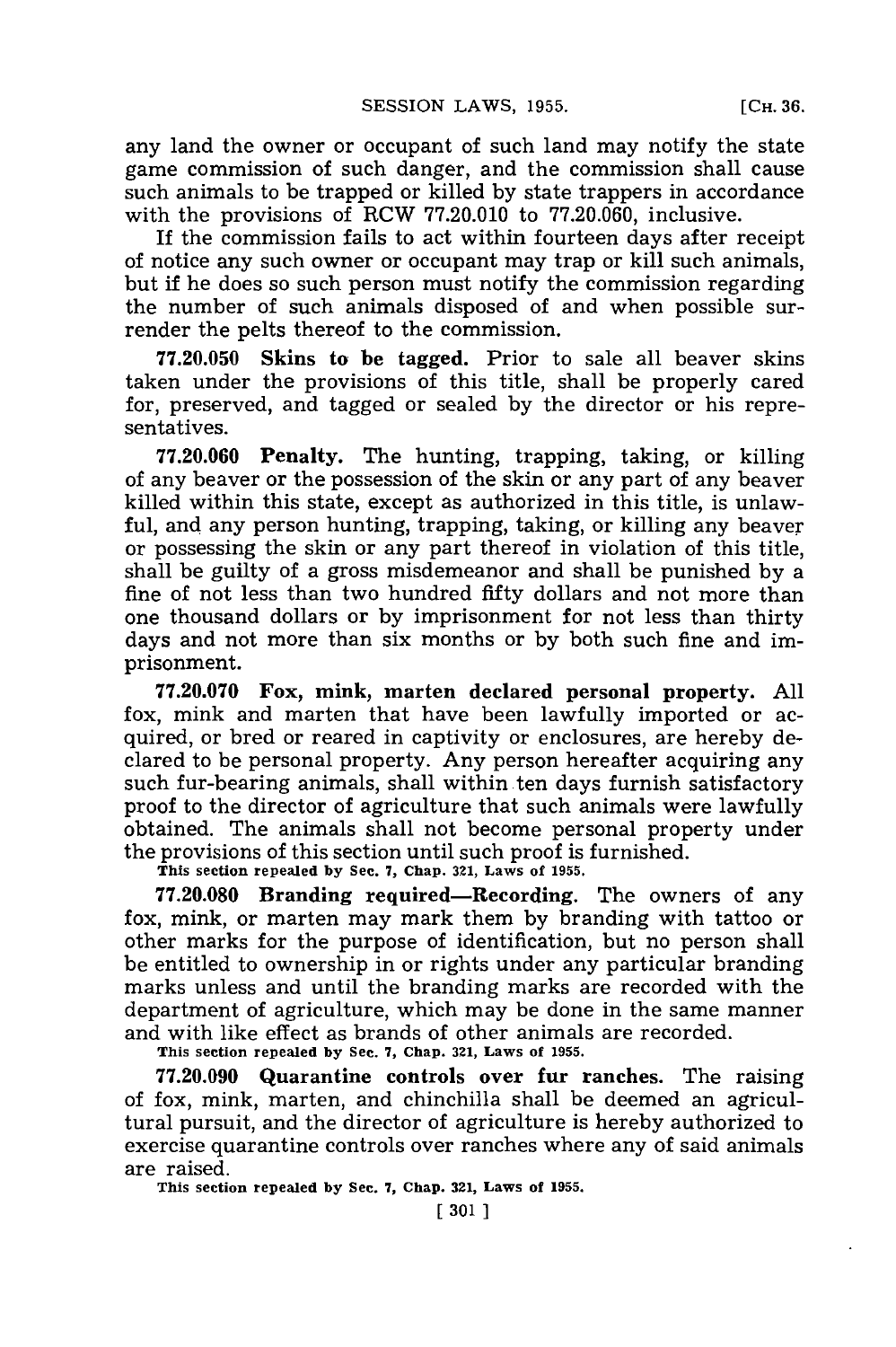any land the owner or occupant of such land may notify the state game commission of such danger, and the commission shall cause such animals to be trapped or killed by state trappers in accordance with the provisions of RCW 77.20.010 to 77.20.060, inclusive.

If the commission fails to act within fourteen days after receipt of notice any such owner or occupant may trap or kill such animals, but if he does so such person must notify the commission regarding the number of such animals disposed of and when possible surrender the pelts thereof to the commission.

**77.20.050 Skins to be tagged.** Prior to sale all beaver skins taken under the provisions of this title, shall be properly cared for, preserved, and tagged or sealed by the director or his representatives.

**77.20.060 Penalty.** The hunting, trapping, taking, or killing of any beaver or the possession of the skin or any part of any beaver killed within this state, except as authorized in this title, is unlawful, and any person hunting, trapping, taking, or killing any beaver or possessing the skin or any part thereof in violation of this title, shall be guilty of a gross misdemeanor and shall be punished by a fine of not less than two hundred fifty dollars and not more than one thousand dollars or by imprisonment for not less than thirty days and not more than six months or by both such fine and imprisonment.

**77.20.070 Fox, mink, marten declared personal property.** All fox, mink and marten that have been lawfully imported or acquired, or bred or reared in captivity or enclosures, are hereby declared to be personal property. Any person hereafter acquiring any such fur-bearing animals, shall within ten days furnish satisfactory proof to the director of agriculture that such animals were lawfully obtained. The animals shall not become personal property under the provisions of this section until such proof is furnished.

This section repealed by Sec. 7, Chap. 321, Laws of 1955.

**77.20.080 Branding required—Recording.** The owners of any fox, mink, or marten may mark them by branding with tattoo or other marks for the purpose of identification, but no person shall be entitled to ownership in or rights under any particular branding marks unless and until the branding marks are recorded with the department of agriculture, which may be done in the same manner and with like effect as brands of other animals are recorded.

This section repealed by Sec. 7, Chap. 321, Laws of 1955.

**77.20.090 Quarantine controls over fur ranches.** The raising of fox, mink, marten, and chinchilla shall be deemed an agricultural pursuit, and the director of agriculture is hereby authorized to exercise quarantine controls over ranches where any of said animals are raised.

This section repealed by Sec. 7, Chap. 321, Laws of 1955.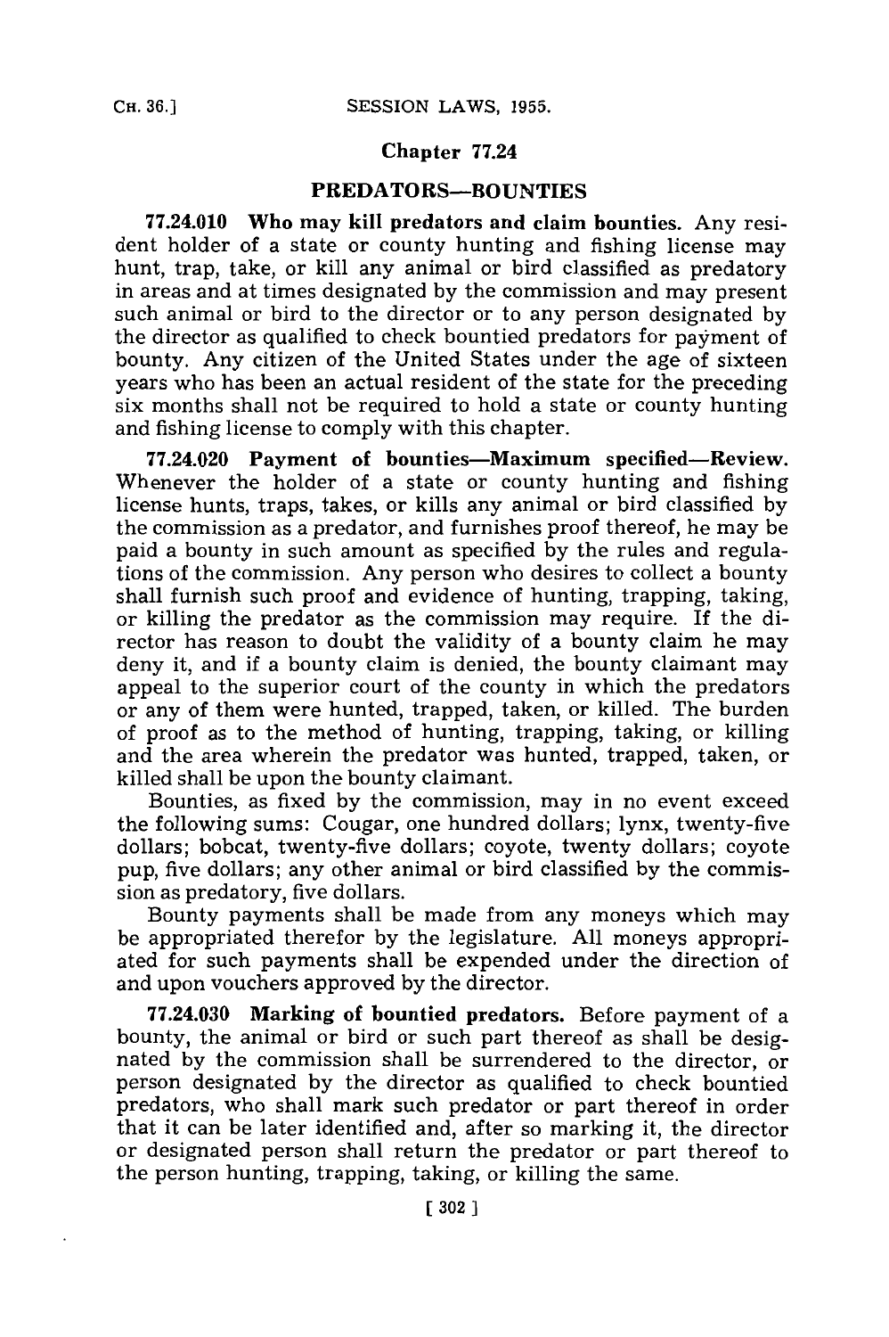## Chapter 77.24

### PREDATORS—BOUNTIES

**77.24.010 Who may kill predators and claim bounties.** Any resident holder of a state or county hunting and fishing license may hunt, trap, take, or kill any animal or bird classified as predatory in areas and at times designated by the commission and may present such animal or bird to the director or to any person designated by the director as qualified to check bountied predators for payment of bounty. Any citizen of the United States under the age of sixteen years who has been an actual resident of the state for the preceding six months shall not be required to hold a state or county hunting and fishing license to comply with this chapter.

**77.24.020 Payment of bounties—Maximum specified—Review.** Whenever the holder of a state or county hunting and fishing license hunts, traps, takes, or kills any animal or bird classified by the commission as a predator, and furnishes proof thereof, he may be paid a bounty in such amount as specified by the rules and regulations of the commission. Any person who desires to collect a bounty shall furnish such proof and evidence of hunting, trapping, taking, or killing the predator as the commission may require. If the director has reason to doubt the validity of a bounty claim he may deny it, and if a bounty claim is denied, the bounty claimant may appeal to the superior court of the county in which the predators or any of them were hunted, trapped, taken, or killed. The burden of proof as to the method of hunting, trapping, taking, or killing and the area wherein the predator was hunted, trapped, taken, or killed shall be upon the bounty claimant.

Bounties, as fixed by the commission, may in no event exceed the following sums: Cougar, one hundred dollars; lynx, twenty-five dollars; bobcat, twenty-five dollars; coyote, twenty dollars; coyote pup, five dollars; any other animal or bird classified by the commission as predatory, five dollars.

Bounty payments shall be made from any moneys which may be appropriated therefor by the legislature. All moneys appropriated for such payments shall be expended under the direction of and upon vouchers approved by the director.

**77.24.030 Marking of bountied predators.** Before payment of a bounty, the animal or bird or such part thereof as shall be designated by the commission shall be surrendered to the director, or person designated by the director as qualified to check bountied predators, who shall mark such predator or part thereof in order that it can be later identified and, after so marking it, the director or designated person shall return the predator or part thereof to the person hunting, trapping, taking, or killing the same.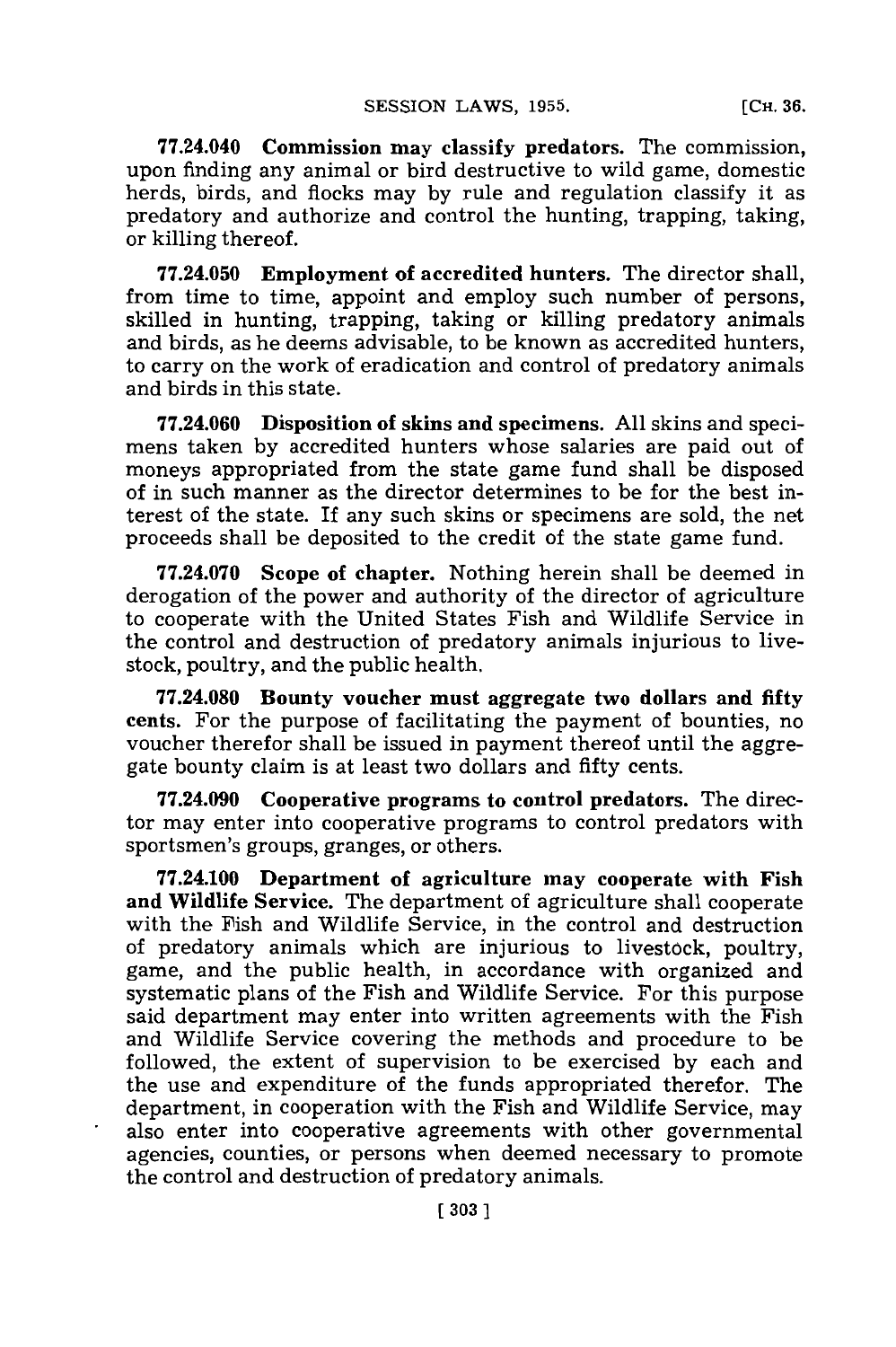**77.24.040 Commission may classify predators.** The commission, upon finding any animal or bird destructive to wild game, domestic herds, birds, and flocks may by rule and regulation classify it as predatory and authorize and control the hunting, trapping, taking, or killing thereof.

**77.24.050 Employment of accredited hunters.** The director shall, from time to time, appoint and employ such number of persons, skilled in hunting, trapping, taking or killing predatory animals and birds, as he deems advisable, to be known as accredited hunters, to carry on the work of eradication and control of predatory animals and birds in this state.

**77.24.060 Disposition of skins and specimens.** All skins and specimens taken by accredited hunters whose salaries are paid out of moneys appropriated from the state game fund shall be disposed of in such manner as the director determines to be for the best interest of the state. If any such skins or specimens are sold, the net proceeds shall be deposited to the credit of the state game fund.

**77.24.070 Scope of chapter.** Nothing herein shall be deemed in derogation of the power and authority of the director of agriculture to cooperate with the United States Fish and Wildlife Service in the control and destruction of predatory animals injurious to livestock, poultry, and the public health.

**77.24.080 Bounty voucher must aggregate two dollars and fifty cents.** For the purpose of facilitating the payment of bounties, no voucher therefor shall be issued in payment thereof until the aggregate bounty claim is at least two dollars and fifty cents.

**77.24.090 Cooperative programs to control predators.** The director may enter into cooperative programs to control predators with sportsmen's groups, granges, or others.

**77.24.100 Department of agriculture may cooperate with Fish and Wildlife Service.** The department of agriculture shall cooperate with the Fish and Wildlife Service, in the control and destruction of predatory animals which are injurious to livestock, poultry, game, and the public health, in accordance with organized and systematic plans of the Fish and Wildlife Service. For this purpose said department may enter into written agreements with the Fish and Wildlife Service covering the methods and procedure to be followed, the extent of supervision to be exercised by each and the use and expenditure of the funds appropriated therefor. The department, in cooperation with the Fish and Wildlife Service, may also enter into cooperative agreements with other governmental agencies, counties, or persons when deemed necessary to promote the control and destruction of predatory animals.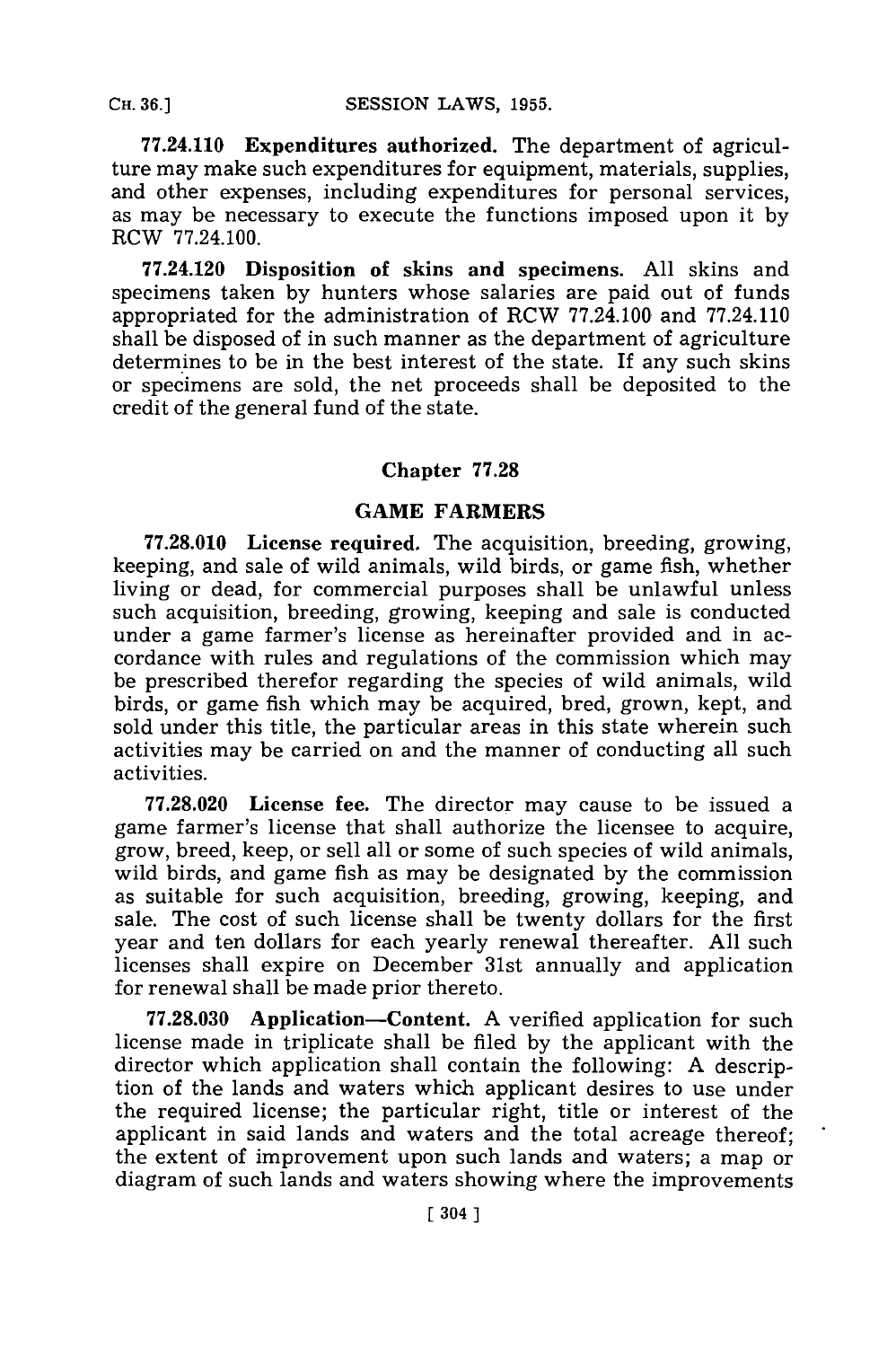**77.24.110 Expenditures authorized.** The department of agriculture may make such expenditures for equipment, materials, supplies, and other expenses, including expenditures for personal services, as may be necessary to execute the functions imposed upon it by RCW 77.24.100.

**77.24.120 Disposition of skins and specimens.** All skins and specimens taken by hunters whose salaries are paid out of funds appropriated for the administration of RCW 77.24.100 and 77.24.110 shall be disposed of in such manner as the department of agriculture determines to be in the best interest of the state. If any such skins or specimens are sold, the net proceeds shall be deposited to the credit of the general fund of the state.

## Chapter 77.28

## GAME FARMERS

**77.28.010 License required.** The acquisition, breeding, growing, keeping, and sale of wild animals, wild birds, or game fish, whether living or dead, for commercial purposes shall be unlawful unless such acquisition, breeding, growing, keeping and sale is conducted under a game farmer's license as hereinafter provided and in accordance with rules and regulations of the commission which may be prescribed therefor regarding the species of wild animals, wild birds, or game fish which may be acquired, bred, grown, kept, and sold under this title, the particular areas in this state wherein such activities may be carried on and the manner of conducting all such activities.

**77.28.020 License fee.** The director may cause to be issued a game farmer's license that shall authorize the licensee to acquire, grow, breed, keep, or sell all or some of such species of wild animals, wild birds, and game fish as may be designated by the commission as suitable for such acquisition, breeding, growing, keeping, and sale. The cost of such license shall be twenty dollars for the first year and ten dollars for each yearly renewal thereafter. All such licenses shall expire on December 31st annually and application for renewal shall be made prior thereto.

**77.28.030 Application—Content.** A verified application for such license made in triplicate shall be filed by the applicant with the director which application shall contain the following: A description of the lands and waters which applicant desires to use under the required license; the particular right, title or interest of the applicant in said lands and waters and the total acreage thereof; the extent of improvement upon such lands and waters; a map or diagram of such lands and waters showing where the improvements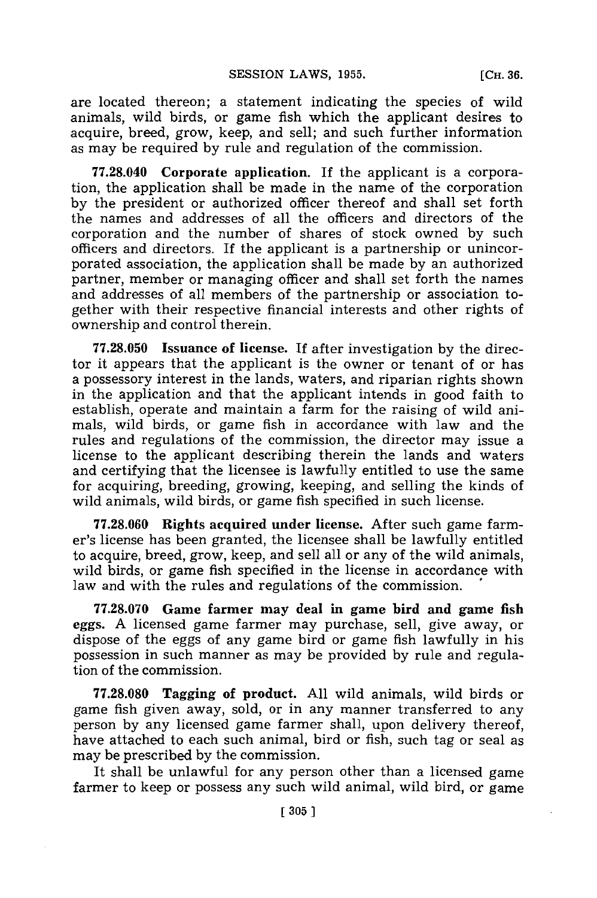are located thereon; a statement indicating the species of wild animals, wild birds, or game fish which the applicant desires to acquire, breed, grow, keep, and sell; and such further information as may be required by rule and regulation of the commission.

**77.28.040 Corporate application.** If the applicant is a corporation, the application shall be made in the name of the corporation by the president or authorized officer thereof and shall set forth the names and addresses of all the officers and directors of the corporation and the number of shares of stock owned by such officers and directors. If the applicant is a partnership or unincorporated association, the application shall be made by an authorized partner, member or managing officer and shall set forth the names and addresses of all members of the partnership or association together with their respective financial interests and other rights of ownership and control therein.

**77.28.050 Issuance of license.** If after investigation by the director it appears that the applicant is the owner or tenant of or has a possessory interest in the lands, waters, and riparian rights shown in the application and that the applicant intends in good faith to establish, operate and maintain a farm for the raising of wild animals, wild birds, or game fish in accordance with law and the rules and regulations of the commission, the director may issue a license to the applicant describing therein the lands and waters and certifying that the licensee is lawfully entitled to use the same for acquiring, breeding, growing, keeping, and selling the kinds of wild animals, wild birds, or game fish specified in such license.

**77.28.060 Rights acquired under license.** After such game farmer's license has been granted, the licensee shall be lawfully entitled to acquire, breed, grow, keep, and sell all or any of the wild animals, wild birds, or game fish specified in the license in accordance with law and with the rules and regulations of the commission.

**77.28.070 Game farmer may deal in game bird and game fish eggs.** A licensed game farmer may purchase, sell, give away, or dispose of the eggs of any game bird or game fish lawfully in his possession in such manner as may be provided by rule and regulation of the commission.

**77.28.080 Tagging of product.** All wild animals, wild birds or game fish given away, sold, or in any manner transferred to any person by any licensed game farmer shall, upon delivery thereof, have attached to each such animal, bird or fish, such tag or seal as may be prescribed by the commission.

It shall be unlawful for any person other than a licensed game farmer to keep or possess any such wild animal, wild bird, or game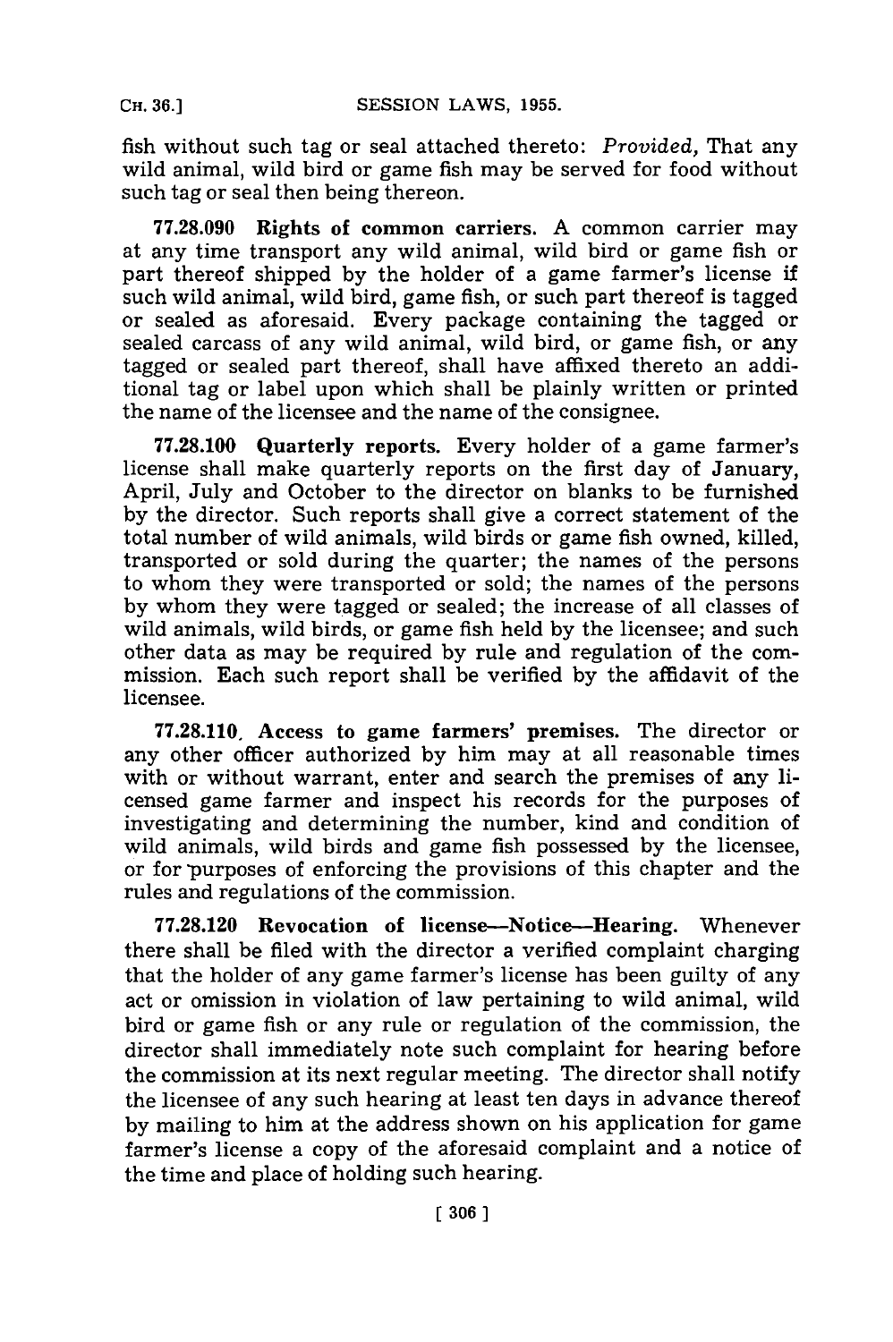fish without such tag or seal attached thereto: *Provided,* That any wild animal, wild bird or game fish may be served for food without such tag or seal then being thereon.

**77.28.090 Rights of common carriers.** A common carrier may at any time transport any wild animal, wild bird or game fish or part thereof shipped by the holder of a game farmer's license if such wild animal, wild bird, game fish, or such part thereof is tagged or sealed as aforesaid. Every package containing the tagged or sealed carcass of any wild animal, wild bird, or game fish, or any tagged or sealed part thereof, shall have affixed thereto an additional tag or label upon which shall be plainly written or printed the name of the licensee and the name of the consignee.

**77.28.100 Quarterly reports.** Every holder of a game farmer's license shall make quarterly reports on the first day of January, April, July and October to the director on blanks to be furnished by the director. Such reports shall give a correct statement of the total number of wild animals, wild birds or game fish owned, killed, transported or sold during the quarter; the names of the persons to whom they were transported or sold; the names of the persons by whom they were tagged or sealed; the increase of all classes of wild animals, wild birds, or game fish held by the licensee; and such other data as may be required by rule and regulation of the commission. Each such report shall be verified by the affidavit of the licensee.

**77.28.110 Access to game farmers' premises.** The director or any other officer authorized by him may at all reasonable times with or without warrant, enter and search the premises of any licensed game farmer and inspect his records for the purposes of investigating and determining the number, kind and condition of wild animals, wild birds and game fish possessed by the licensee, or for purposes of enforcing the provisions of this chapter and the rules and regulations of the commission.

**77.28.120 Revocation of license—Notice—Hearing.** Whenever there shall be filed with the director a verified complaint charging that the holder of any game farmer's license has been guilty of any act or omission in violation of law pertaining to wild animal, wild bird or game fish or any rule or regulation of the commission, the director shall immediately note such complaint for hearing before the commission at its next regular meeting. The director shall notify the licensee of any such hearing at least ten days in advance thereof by mailing to him at the address shown on his application for game farmer's license a copy of the aforesaid complaint and a notice of the time and place of holding such hearing.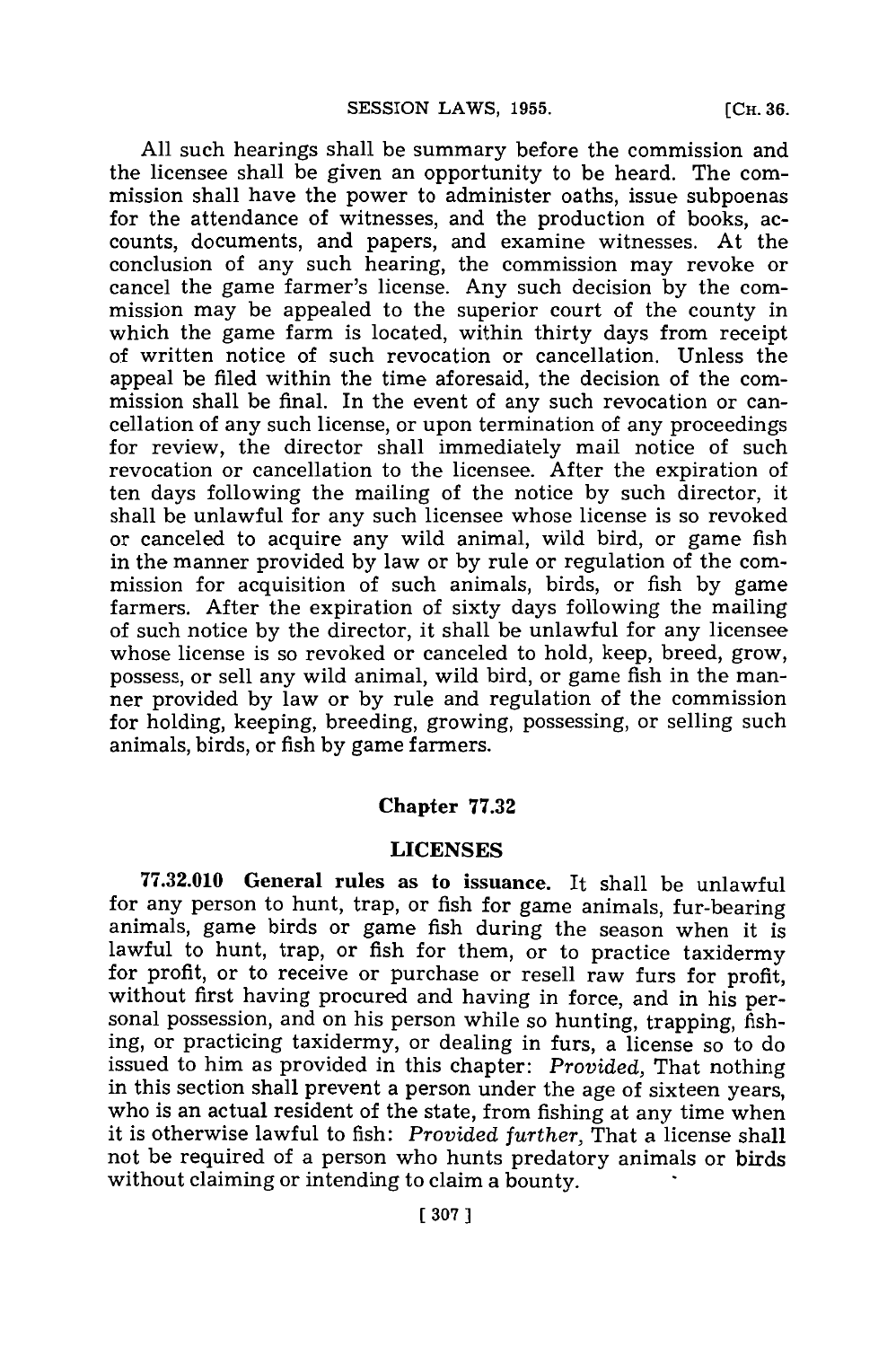All such hearings shall be summary before the commission and the licensee shall be given an opportunity to be heard. The commission shall have the power to administer oaths, issue subpoenas for the attendance of witnesses, and the production of books, accounts, documents, and papers, and examine witnesses. At the conclusion of any such hearing, the commission may revoke or cancel the game farmer's license. Any such decision by the commission may be appealed to the superior court of the county in which the game farm is located, within thirty days from receipt of written notice of such revocation or cancellation. Unless the appeal be filed within the time aforesaid, the decision of the commission shall be final. In the event of any such revocation or cancellation of any such license, or upon termination of any proceedings for review, the director shall immediately mail notice of such revocation or cancellation to the licensee. After the expiration of ten days following the mailing of the notice by such director, it shall be unlawful for any such licensee whose license is so revoked or canceled to acquire any wild animal, wild bird, or game fish in the manner provided by law or by rule or regulation of the commission for acquisition of such animals, birds, or fish by game farmers. After the expiration of sixty days following the mailing of such notice by the director, it shall be unlawful for any licensee whose license is so revoked or canceled to hold, keep, breed, grow, possess, or sell any wild animal, wild bird, or game fish in the manner provided by law or by rule and regulation of the commission for holding, keeping, breeding, growing, possessing, or selling such animals, birds, or fish by game farmers.

## Chapter 77.32

## LICENSES

**77.32.010 General rules as to issuance.** It shall be unlawful for any person to hunt, trap, or fish for game animals, fur-bearing animals, game birds or game fish during the season when it is lawful to hunt, trap, or fish for them, or to practice taxidermy for profit, or to receive or purchase or resell raw furs for profit, without first having procured and having in force, and in his personal possession, and on his person while so hunting, trapping, fishing, or practicing taxidermy, or dealing in furs, a license so to do issued to him as provided in this chapter: *Provided,* That nothing in this section shall prevent a person under the age of sixteen years, who is an actual resident of the state, from fishing at any time when it is otherwise lawful to fish: *Provided further,* That a license shall not be required of a person who hunts predatory animals or birds without claiming or intending to claim a bounty.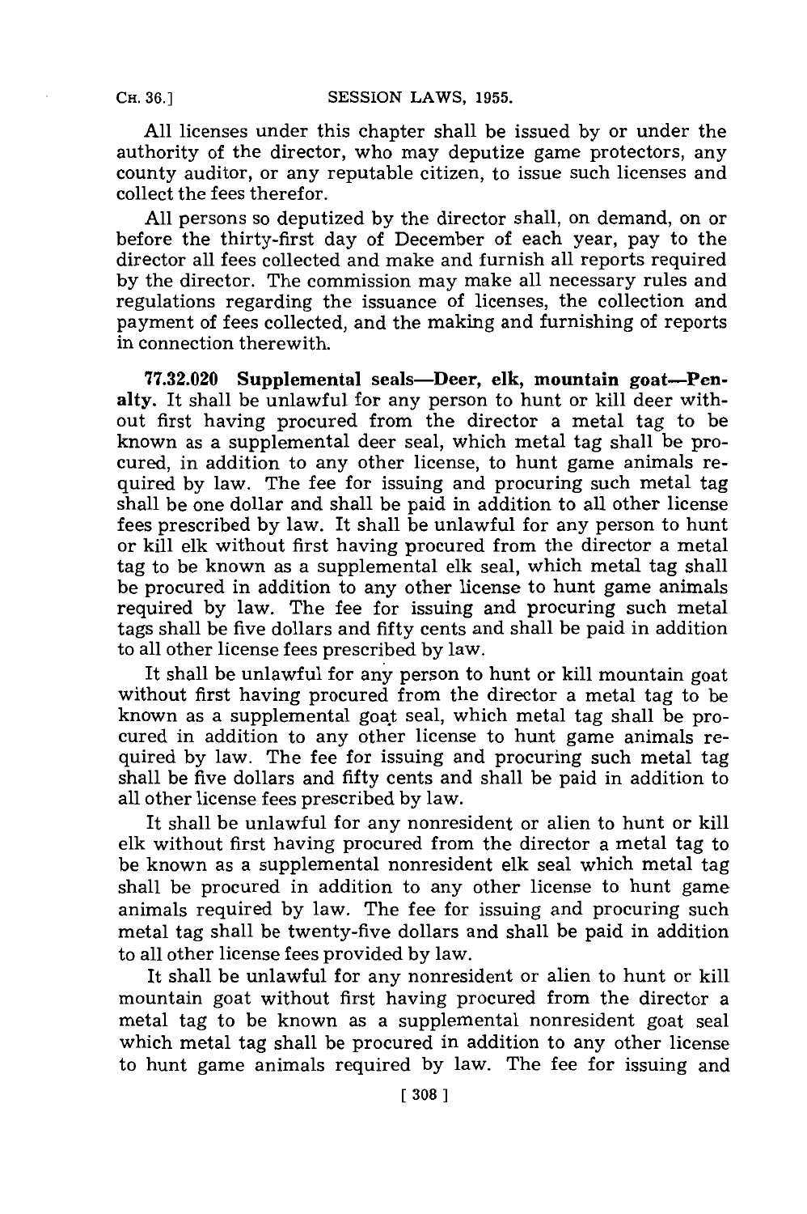All licenses under this chapter shall be issued by or under the authority of the director, who may deputize game protectors, any county auditor, or any reputable citizen, to issue such licenses and collect the fees therefor.

All persons so deputized by the director shall, on demand, on or before the thirty-first day of December of each year, pay to the director all fees collected and make and furnish all reports required by the director. The commission may make all necessary rules and regulations regarding the issuance of licenses, the collection and payment of fees collected, and the making and furnishing of reports in connection therewith.

**77.32.020 Supplemental seals—Deer, elk, mountain goat—Penalty.** It shall be unlawful for any person to hunt or kill deer without first having procured from the director a metal tag to be known as a supplemental deer seal, which metal tag shall be procured, in addition to any other license, to hunt game animals required by law. The fee for issuing and procuring such metal tag shall be one dollar and shall be paid in addition to all other license fees prescribed by law. It shall be unlawful for any person to hunt or kill elk without first having procured from the director a metal tag to be known as a supplemental elk seal, which metal tag shall be procured in addition to any other license to hunt game animals required by law. The fee for issuing and procuring such metal tags shall be five dollars and fifty cents and shall be paid in addition to all other license fees prescribed by law.

It shall be unlawful for any person to hunt or kill mountain goat without first having procured from the director a metal tag to be known as a supplemental goat seal, which metal tag shall be procured in addition to any other license to hunt game animals required by law. The fee for issuing and procuring such metal tag shall be five dollars and fifty cents and shall be paid in addition to all other license fees prescribed by law.

It shall be unlawful for any nonresident or alien to hunt or kill elk without first having procured from the director a metal tag to be known as a supplemental nonresident elk seal which metal tag shall be procured in addition to any other license to hunt game animals required by law. The fee for issuing and procuring such metal tag shall be twenty-five dollars and shall be paid in addition to all other license fees provided by law.

It shall be unlawful for any nonresident or alien to hunt or kill mountain goat without first having procured from the director a metal tag to be known as a supplemental nonresident goat seal which metal tag shall be procured in addition to any other license to hunt game animals required by law. The fee for issuing and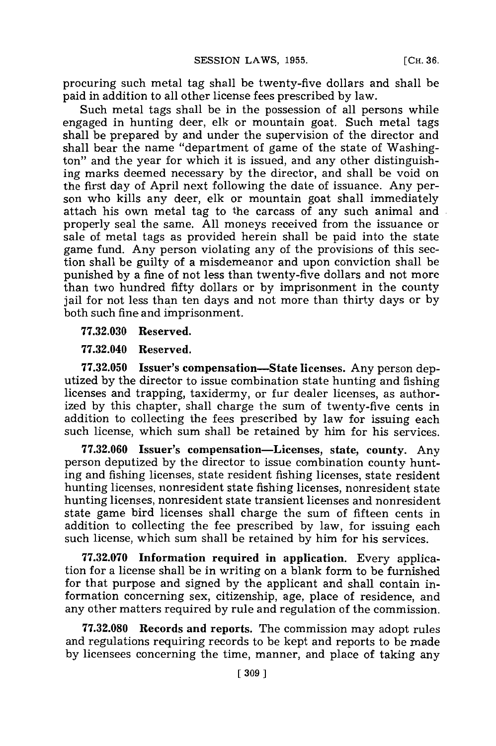procuring such metal tag shall be twenty-five dollars and shall be paid in addition to all other license fees prescribed by law.

Such metal tags shall be in the possession of all persons while engaged in hunting deer, elk or mountain goat. Such metal tags shall be prepared by and under the supervision of the director and shall bear the name "department of game of the state of Washington" and the year for which it is issued, and any other distinguishing marks deemed necessary by the director, and shall be void on the first day of April next following the date of issuance. Any person who kills any deer, elk or mountain goat shall immediately attach his own metal tag to the carcass of any such animal and properly seal the same. All moneys received from the issuance or sale of metal tags as provided herein shall be paid into the state game fund. Any person violating any of the provisions of this section shall be guilty of a misdemeanor and upon conviction shall be punished by a fine of not less than twenty-five dollars and not more than two hundred fifty dollars or by imprisonment in the county jail for not less than ten days and not more than thirty days or by both such fine and imprisonment.

**77.32.030 Reserved.**

**77.32.040 Reserved.**

**77.32.050 Issuer's compensation—State licenses.** Any person deputized by the director to issue combination state hunting and fishing licenses and trapping, taxidermy, or fur dealer licenses, as authorized by this chapter, shall charge the sum of twenty-five cents in addition to collecting the fees prescribed by law for issuing each such license, which sum shall be retained by him for his services.

**77.32.060 Issuer's compensation—Licenses, state, county.** Any person deputized by the director to issue combination county hunting and fishing licenses, state resident fishing licenses, state resident hunting licenses, nonresident state fishing licenses, nonresident state hunting licenses, nonresident state transient licenses and nonresident state game bird licenses shall charge the sum of fifteen cents in addition to collecting the fee prescribed by law, for issuing each such license, which sum shall be retained by him for his services.

**77.32.070 Information required in application.** Every application for a license shall be in writing on a blank form to be furnished for that purpose and signed by the applicant and shall contain information concerning sex, citizenship, age, place of residence, and any other matters required by rule and regulation of the commission.

**77.32.080 Records and reports.** The commission may adopt rules and regulations requiring records to be kept and reports to be made by licensees concerning the time, manner, and place of taking any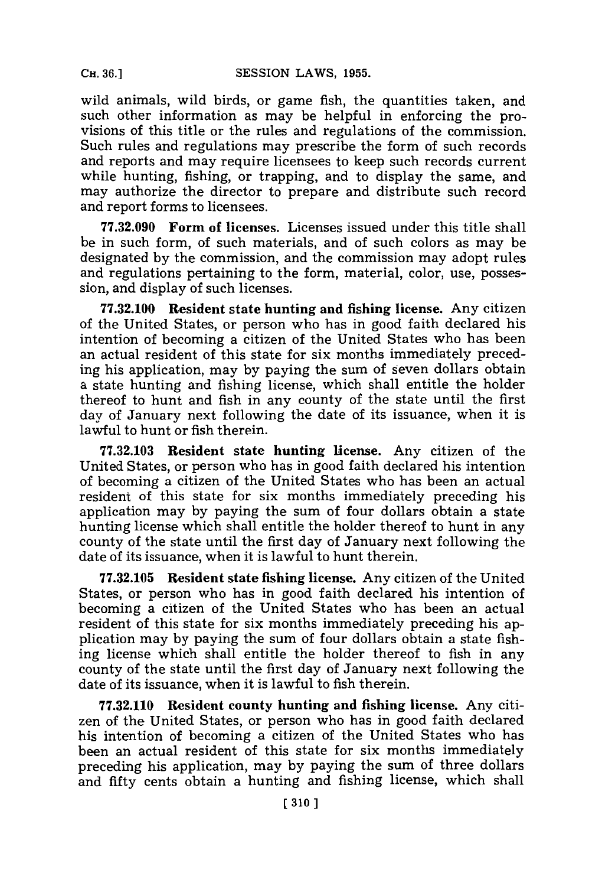wild animals, wild birds, or game fish, the quantities taken, and such other information as may be helpful in enforcing the provisions of this title or the rules and regulations of the commission. Such rules and regulations may prescribe the form of such records and reports and may require licensees to keep such records current while hunting, fishing, or trapping, and to display the same, and may authorize the director to prepare and distribute such record and report forms to licensees.

**77.32.090 Form of licenses.** Licenses issued under this title shall be in such form, of such materials, and of such colors as may be designated by the commission, and the commission may adopt rules and regulations pertaining to the form, material, color, use, possession, and display of such licenses.

**77.32.100 Resident state hunting and fishing license.** Any citizen of the United States, or person who has in good faith declared his intention of becoming a citizen of the United States who has been an actual resident of this state for six months immediately preceding his application, may by paying the sum of seven dollars obtain a state hunting and fishing license, which shall entitle the holder thereof to hunt and fish in any county of the state until the first day of January next following the date of its issuance, when it is lawful to hunt or fish therein.

**77.32.103 Resident state hunting license.** Any citizen of the United States, or person who has in good faith declared his intention of becoming a citizen of the United States who has been an actual resident of this state for six months immediately preceding his application may by paying the sum of four dollars obtain a state hunting license which shall entitle the holder thereof to hunt in any county of the state until the first day of January next following the date of its issuance, when it is lawful to hunt therein.

**77.32.105 Resident state fishing license.** Any citizen of the United States, or person who has in good faith declared his intention of becoming a citizen of the United States who has been an actual resident of this state for six months immediately preceding his application may by paying the sum of four dollars obtain a state fishing license which shall entitle the holder thereof to fish in any county of the state until the first day of January next following the date of its issuance, when it is lawful to fish therein.

**77.32.110 Resident county hunting and fishing license.** Any citizen of the United States, or person who has in good faith declared his intention of becoming a citizen of the United States who has been an actual resident of this state for six months immediately preceding his application, may by paying the sum of three dollars and fifty cents obtain a hunting and fishing license, which shall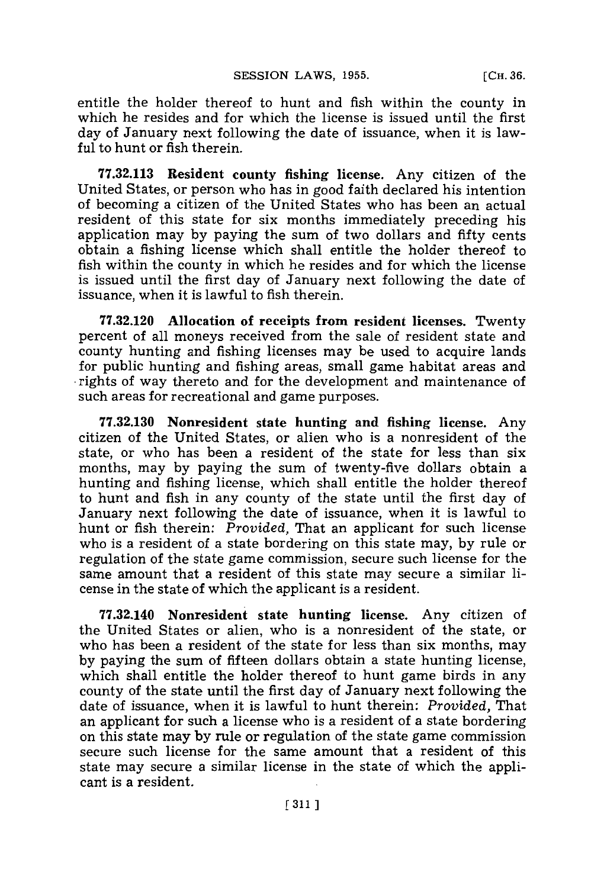entitle the holder thereof to hunt and fish within the county in which he resides and for which the license is issued until the first day of January next following the date of issuance, when it is lawful to hunt or fish therein.

**77.32.113 Resident county fishing license.** Any citizen of the United States, or person who has in good faith declared his intention of becoming a citizen of the United States who has been an actual resident of this state for six months immediately preceding his application may by paying the sum of two dollars and fifty cents obtain a fishing license which shall entitle the holder thereof to fish within the county in which he resides and for which the license is issued until the first day of January next following the date of issuance, when it is lawful to fish therein.

**77.32.120 Allocation of receipts from resident licenses.** Twenty percent of all moneys received from the sale of resident state and county hunting and fishing licenses may be used to acquire lands for public hunting and fishing areas, small game habitat areas and rights of way thereto and for the development and maintenance of such areas for recreational and game purposes.

**77.32.130 Nonresident state hunting and fishing license.** Any citizen of the United States, or alien who is a nonresident of the state, or who has been a resident of the state for less than six months, may by paying the sum of twenty-five dollars obtain a hunting and fishing license, which shall entitle the holder thereof to hunt and fish in any county of the state until the first day of January next following the date of issuance, when it is lawful to hunt or fish therein: *Provided,* That an applicant for such license who is a resident of a state bordering on this state may, by rule or regulation of the state game commission, secure such license for the same amount that a resident of this state may secure a similar license in the state of which the applicant is a resident.

**77.32.140 Nonresident state hunting license.** Any citizen of the United States or alien, who is a nonresident of the state, or who has been a resident of the state for less than six months, may by paying the sum of fifteen dollars obtain a state hunting license, which shall entitle the holder thereof to hunt game birds in any county of the state until the first day of January next following the date of issuance, when it is lawful to hunt therein: *Provided,* That an applicant for such a license who is a resident of a state bordering on this state may by rule or regulation of the state game commission secure such license for the same amount that a resident of this state may secure a similar license in the state of which the applicant is a resident.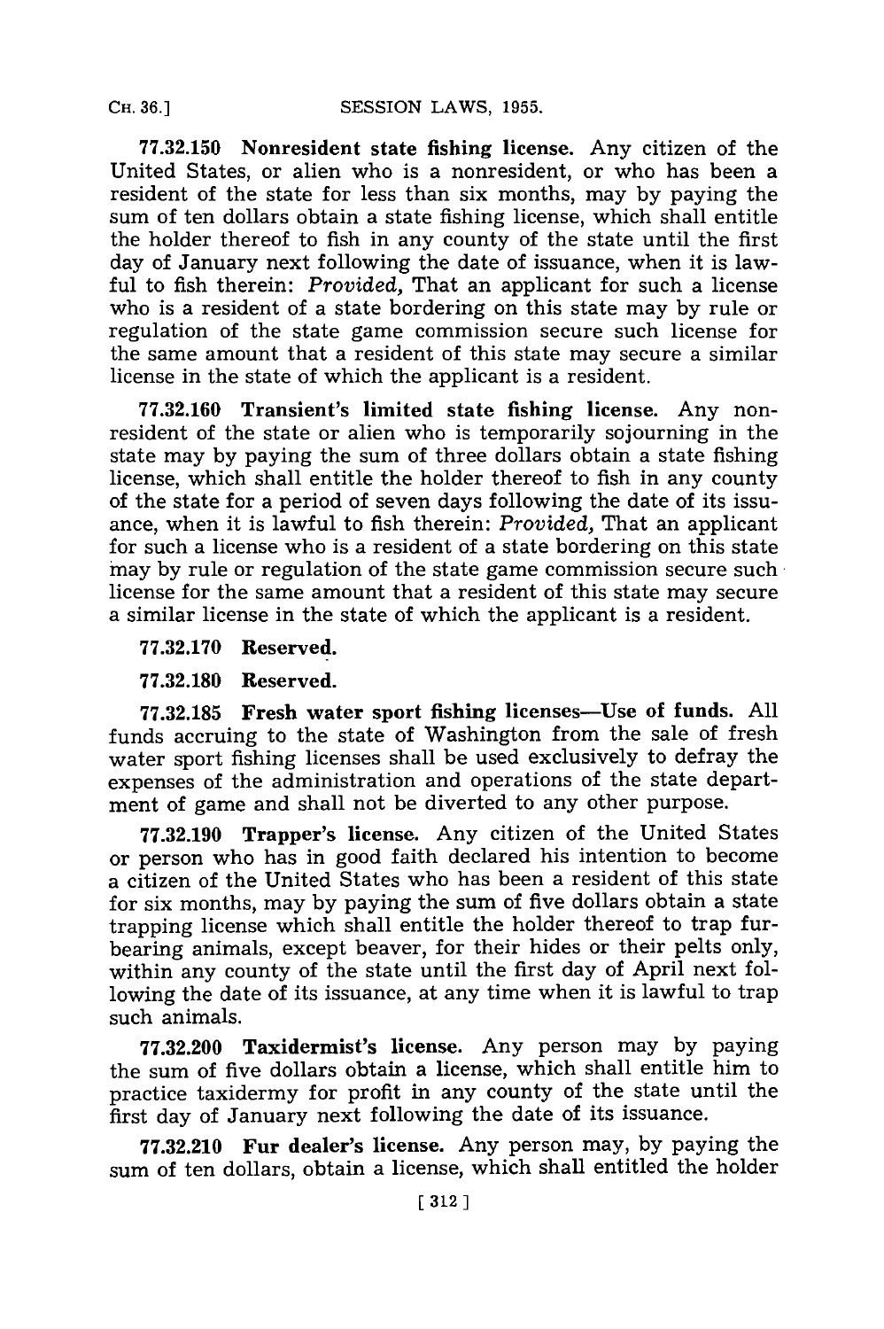**77.32.150 Nonresident state fishing license.** Any citizen of the United States, or alien who is a nonresident, or who has been a resident of the state for less than six months, may by paying the sum of ten dollars obtain a state fishing license, which shall entitle the holder thereof to fish in any county of the state until the first day of January next following the date of issuance, when it is lawful to fish therein: *Provided,* That an applicant for such a license who is a resident of a state bordering on this state may by rule or regulation of the state game commission secure such license for the same amount that a resident of this state may secure a similar license in the state of which the applicant is a resident.

**77.32.160 Transient's limited state fishing license.** Any nonresident of the state or alien who is temporarily sojourning in the state may by paying the sum of three dollars obtain a state fishing license, which shall entitle the holder thereof to fish in any county of the state for a period of seven days following the date of its issuance, when it is lawful to fish therein: *Provided,* That an applicant for such a license who is a resident of a state bordering on this state may by rule or regulation of the state game commission secure such license for the same amount that a resident of this state may secure a similar license in the state of which the applicant is a resident.

**77.32.170 Reserved.**

**77.32.180 Reserved.**

**77.32.185 Fresh water sport fishing licenses—Use of funds.** All funds accruing to the state of Washington from the sale of fresh water sport fishing licenses shall be used exclusively to defray the expenses of the administration and operations of the state department of game and shall not be diverted to any other purpose.

**77.32.190 Trapper's license.** Any citizen of the United States or person who has in good faith declared his intention to become a citizen of the United States who has been a resident of this state for six months, may by paying the sum of five dollars obtain a state trapping license which shall entitle the holder thereof to trap furbearing animals, except beaver, for their hides or their pelts only, within any county of the state until the first day of April next following the date of its issuance, at any time when it is lawful to trap such animals.

**77.32.200 Taxidermist's license.** Any person may by paying the sum of five dollars obtain a license, which shall entitle him to practice taxidermy for profit in any county of the state until the first day of January next following the date of its issuance.

**77.32.210 Fur dealer's license.** Any person may, by paying the sum of ten dollars, obtain a license, which shall entitled the holder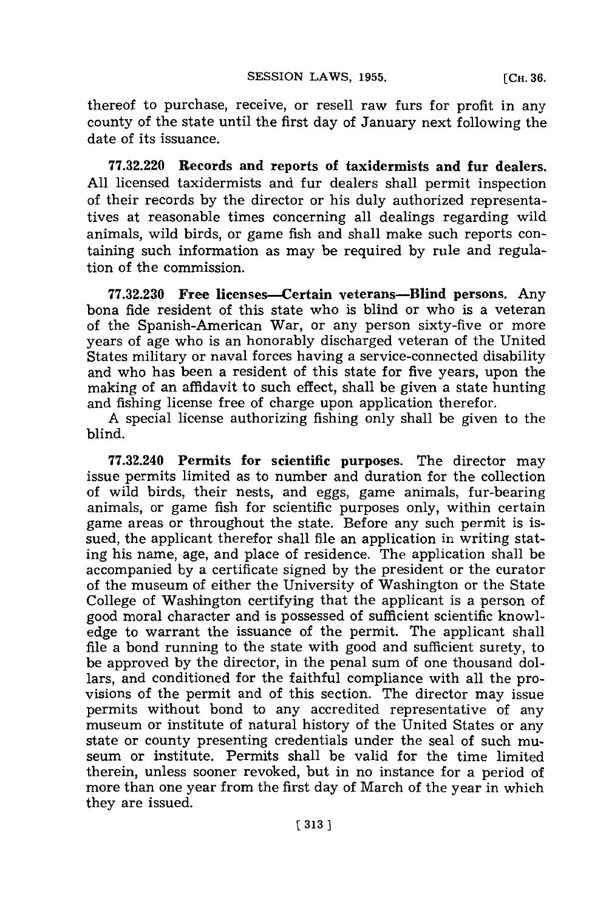thereof to purchase, receive, or resell raw furs for profit in any county of the state until the first day of January next following the date of its issuance.

**77.32.220 Records and reports of taxidermists and fur dealers.** All licensed taxidermists and fur dealers shall permit inspection of their records by the director or his duly authorized representatives at reasonable times concerning all dealings regarding wild animals, wild birds, or game fish and shall make such reports containing such information as may be required by rule and regulation of the commission.

**77.32.230 Free licenses—Certain veterans—Blind persons.** Any bona fide resident of this state who is blind or who is a veteran of the Spanish-American War, or any person sixty-five or more years of age who is an honorably discharged veteran of the United States military or naval forces having a service-connected disability and who has been a resident of this state for five years, upon the making of an affidavit to such effect, shall be given a state hunting and fishing license free of charge upon application therefor.

A special license authorizing fishing only shall be given to the blind.

**77.32.240 Permits for scientific purposes.** The director may issue permits limited as to number and duration for the collection of wild birds, their nests, and eggs, game animals, fur-bearing animals, or game fish for scientific purposes only, within certain game areas or throughout the state. Before any such permit is issued, the applicant therefor shall file an application in writing stating his name, age, and place of residence. The application shall be accompanied by a certificate signed by the president or the curator of the museum of either the University of Washington or the State College of Washington certifying that the applicant is a person of good moral character and is possessed of sufficient scientific knowledge to warrant the issuance of the permit. The applicant shall file a bond running to the state with good and sufficient surety, to be approved by the director, in the penal sum of one thousand dollars, and conditioned for the faithful compliance with all the provisions of the permit and of this section. The director may issue permits without bond to any accredited representative of any museum or institute of natural history of the United States or any state or county presenting credentials under the seal of such museum or institute. Permits shall be valid for the time limited therein, unless sooner revoked, but in no instance for a period of more than one year from the first day of March of the year in which they are issued.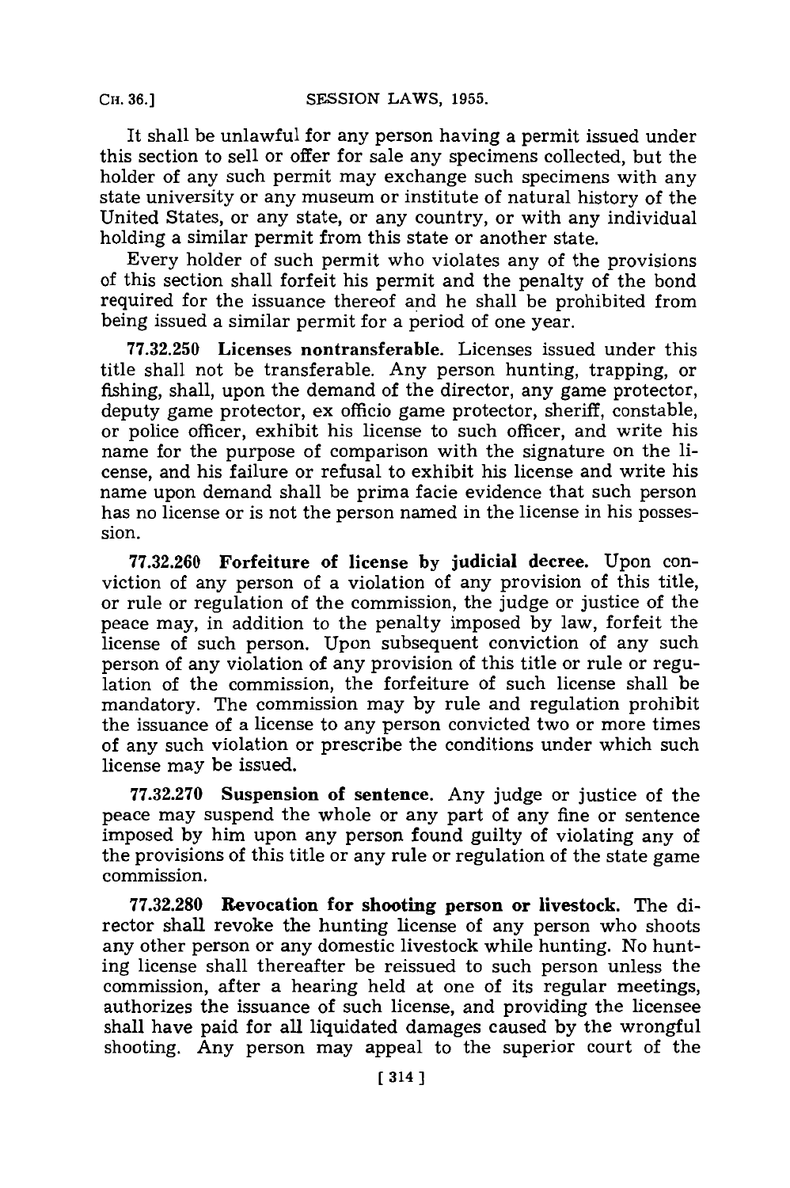It shall be unlawful for any person having a permit issued under this section to sell or offer for sale any specimens collected, but the holder of any such permit may exchange such specimens with any state university or any museum or institute of natural history of the United States, or any state, or any country, or with any individual holding a similar permit from this state or another state.

Every holder of such permit who violates any of the provisions of this section shall forfeit his permit and the penalty of the bond required for the issuance thereof and he shall be prohibited from being issued a similar permit for a period of one year.

**77.32.250 Licenses nontransferable.** Licenses issued under this title shall not be transferable. Any person hunting, trapping, or fishing, shall, upon the demand of the director, any game protector, deputy game protector, ex officio game protector, sheriff, constable, or police officer, exhibit his license to such officer, and write his name for the purpose of comparison with the signature on the license, and his failure or refusal to exhibit his license and write his name upon demand shall be prima facie evidence that such person has no license or is not the person named in the license in his possession.

**77.32.260 Forfeiture of license by judicial decree.** Upon conviction of any person of a violation of any provision of this title, or rule or regulation of the commission, the judge or justice of the peace may, in addition to the penalty imposed by law, forfeit the license of such person. Upon subsequent conviction of any such person of any violation of any provision of this title or rule or regulation of the commission, the forfeiture of such license shall be mandatory. The commission may by rule and regulation prohibit the issuance of a license to any person convicted two or more times of any such violation or prescribe the conditions under which such license may be issued.

**77.32.270 Suspension of sentence.** Any judge or justice of the peace may suspend the whole or any part of any fine or sentence imposed by him upon any person found guilty of violating any of the provisions of this title or any rule or regulation of the state game commission.

**77.32.280 Revocation for shooting person or livestock.** The director shall revoke the hunting license of any person who shoots any other person or any domestic livestock while hunting. No hunting license shall thereafter be reissued to such person unless the commission, after a hearing held at one of its regular meetings, authorizes the issuance of such license, and providing the licensee shall have paid for all liquidated damages caused by the wrongful shooting. Any person may appeal to the superior court of the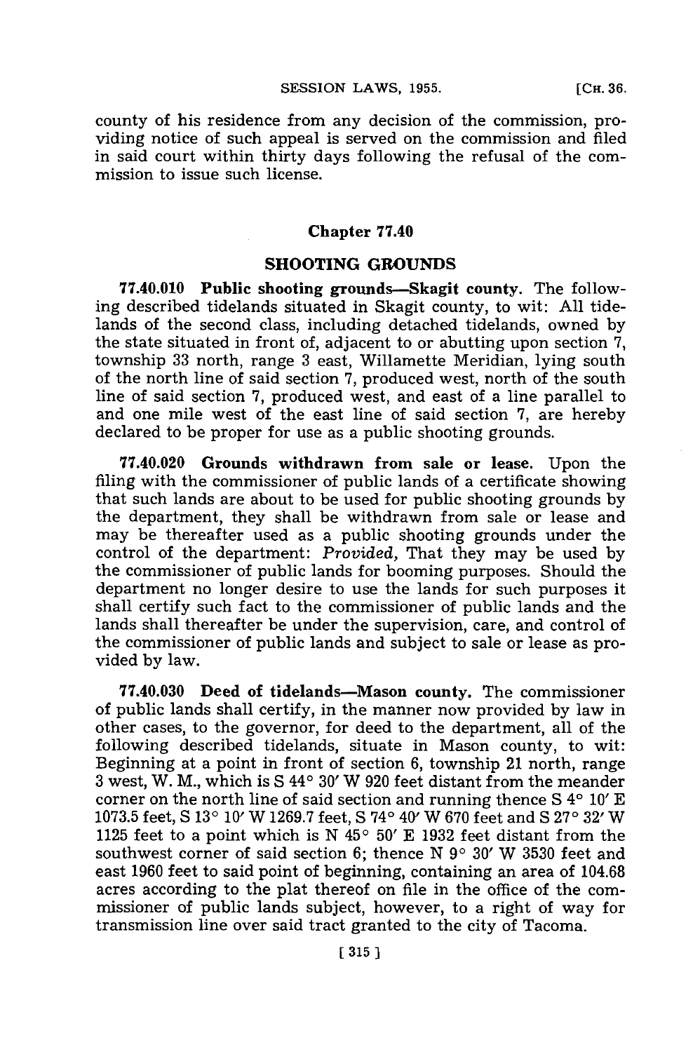county of his residence from any decision of the commission, providing notice of such appeal is served on the commission and filed in said court within thirty days following the refusal of the commission to issue such license.

## Chapter 77.40

## SHOOTING GROUNDS

**77.40.010 Public shooting grounds—Skagit county.** The following described tidelands situated in Skagit county, to wit: All tidelands of the second class, including detached tidelands, owned by the state situated in front of, adjacent to or abutting upon section 7, township 33 north, range 3 east, Willamette Meridian, lying south of the north line of said section 7, produced west, north of the south line of said section 7, produced west, and east of a line parallel to and one mile west of the east line of said section 7, are hereby declared to be proper for use as a public shooting grounds.

**77.40.020 Grounds withdrawn from sale or lease.** Upon the filing with the commissioner of public lands of a certificate showing that such lands are about to be used for public shooting grounds by the department, they shall be withdrawn from sale or lease and may be thereafter used as a public shooting grounds under the control of the department: *Provided,* That they may be used by the commissioner of public lands for booming purposes. Should the department no longer desire to use the lands for such purposes it shall certify such fact to the commissioner of public lands and the lands shall thereafter be under the supervision, care, and control of the commissioner of public lands and subject to sale or lease as provided by law.

**77.40.030 Deed of tidelands—Mason county.** The commissioner of public lands shall certify, in the manner now provided by law in other cases, to the governor, for deed to the department, all of the following described tidelands, situate in Mason county, to wit: Beginning at a point in front of section 6, township 21 north, range 3 west, W. M., which is S 44° 30′ W 920 feet distant from the meander corner on the north line of said section and running thence S 4° 10′ E 1073.5 feet, S 13° 10′ W 1269.7 feet, S 74° 40′ W 670 feet and S 27° 32′ W 1125 feet to a point which is N 45° 50′ E 1932 feet distant from the southwest corner of said section 6; thence N 9° 30′ W 3530 feet and east 1960 feet to said point of beginning, containing an area of 104.68 acres according to the plat thereof on file in the office of the commissioner of public lands subject, however, to a right of way for transmission line over said tract granted to the city of Tacoma.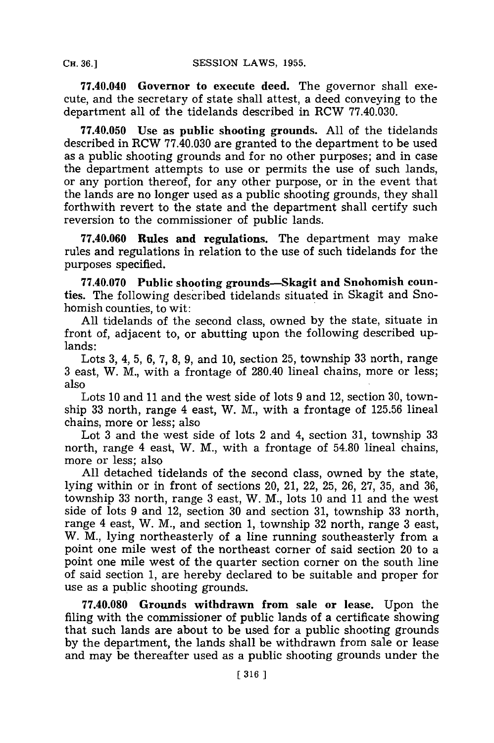**77.40.040 Governor to execute deed.** The governor shall execute, and the secretary of state shall attest, a deed conveying to the department all of the tidelands described in RCW 77.40.030.

**77.40.050 Use as public shooting grounds.** All of the tidelands described in RCW 77.40.030 are granted to the department to be used as a public shooting grounds and for no other purposes; and in case the department attempts to use or permits the use of such lands, or any portion thereof, for any other purpose, or in the event that the lands are no longer used as a public shooting grounds, they shall forthwith revert to the state and the department shall certify such reversion to the commissioner of public lands.

**77.40.060 Rules and regulations.** The department may make rules and regulations in relation to the use of such tidelands for the purposes specified.

**77.40.070 Public shooting grounds—Skagit and Snohomish counties.** The following described tidelands situated in Skagit and Snohomish counties, to wit:

All tidelands of the second class, owned by the state, situate in front of, adjacent to, or abutting upon the following described uplands:

Lots 3, 4, 5, 6, 7, 8, 9, and 10, section 25, township 33 north, range 3 east, W. M., with a frontage of 280.40 lineal chains, more or less; also

Lots 10 and 11 and the west side of lots 9 and 12, section 30, township 33 north, range 4 east, W. M., with a frontage of 125.56 lineal chains, more or less; also

Lot 3 and the west side of lots 2 and 4, section 31, township 33 north, range 4 east, W. M., with a frontage of 54.80 lineal chains, more or less; also

All detached tidelands of the second class, owned by the state, lying within or in front of sections 20, 21, 22, 25, 26, 27, 35, and 36, township 33 north, range 3 east, W. M., lots 10 and 11 and the west side of lots 9 and 12, section 30 and section 31, township 33 north, range 4 east, W. M., and section 1, township 32 north, range 3 east, W. M., lying northeasterly of a line running southeasterly from a point one mile west of the northeast corner of said section 20 to a point one mile west of the quarter section corner on the south line of said section 1, are hereby declared to be suitable and proper for use as a public shooting grounds.

**77.40.080 Grounds withdrawn from sale or lease.** Upon the filing with the commissioner of public lands of a certificate showing that such lands are about to be used for a public shooting grounds by the department, the lands shall be withdrawn from sale or lease and may be thereafter used as a public shooting grounds under the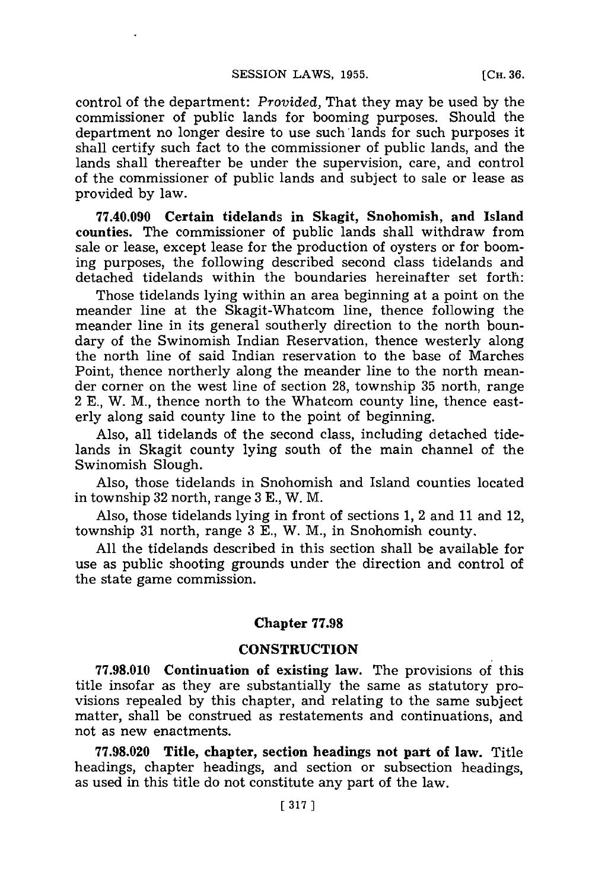control of the department: *Provided,* That they may be used by the commissioner of public lands for booming purposes. Should the department no longer desire to use such lands for such purposes it shall certify such fact to the commissioner of public lands, and the lands shall thereafter be under the supervision, care, and control of the commissioner of public lands and subject to sale or lease as provided by law.

**77.40.090 Certain tidelands in Skagit, Snohomish, and Island counties.** The commissioner of public lands shall withdraw from sale or lease, except lease for the production of oysters or for booming purposes, the following described second class tidelands and detached tidelands within the boundaries hereinafter set forth:

Those tidelands lying within an area beginning at a point on the meander line at the Skagit-Whatcom line, thence following the meander line in its general southerly direction to the north boundary of the Swinomish Indian Reservation, thence westerly along the north line of said Indian reservation to the base of Marches Point, thence northerly along the meander line to the north meander corner on the west line of section 28, township 35 north, range 2 E., W. M., thence north to the Whatcom county line, thence easterly along said county line to the point of beginning.

Also, all tidelands of the second class, including detached tidelands in Skagit county lying south of the main channel of the Swinomish Slough.

Also, those tidelands in Snohomish and Island counties located in township 32 north, range 3 E., W. M.

Also, those tidelands lying in front of sections 1, 2 and 11 and 12, township 31 north, range 3 E., W. M., in Snohomish county.

All the tidelands described in this section shall be available for use as public shooting grounds under the direction and control of the state game commission.

## Chapter 77.98

## CONSTRUCTION

**77.98.010 Continuation of existing law.** The provisions of this title insofar as they are substantially the same as statutory provisions repealed by this chapter, and relating to the same subject matter, shall be construed as restatements and continuations, and not as new enactments.

**77.98.020 Title, chapter, section headings not part of law.** Title headings, chapter headings, and section or subsection headings, as used in this title do not constitute any part of the law.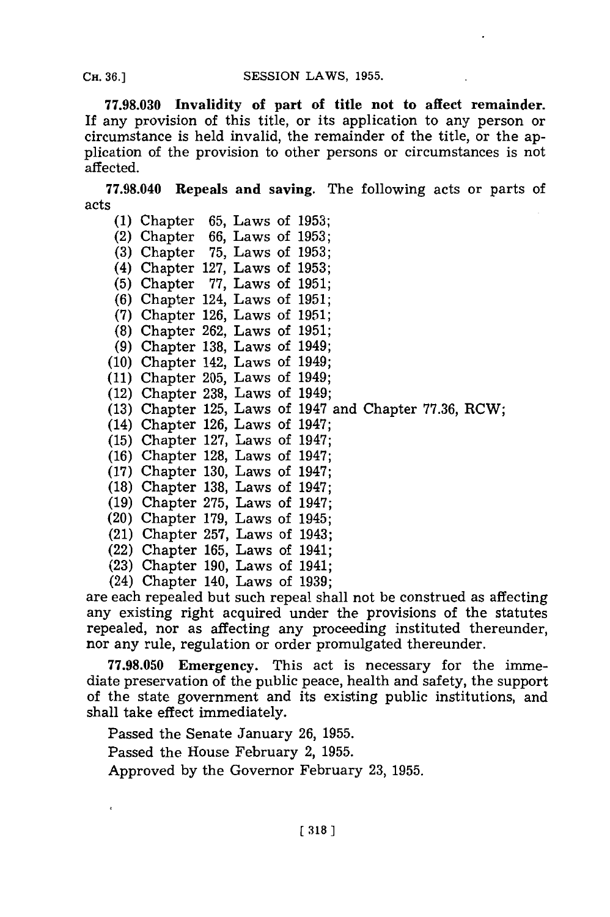**77.98.030 Invalidity of part of title not to affect remainder.** If any provision of this title, or its application to any person or circumstance is held invalid, the remainder of the title, or the application of the provision to other persons or circumstances is not affected.

**77.98.040 Repeals and saving.** The following acts or parts of acts

(1) Chapter 65, Laws of 1953;
(2) Chapter 66, Laws of 1953;
(3) Chapter 75, Laws of 1953;
(4) Chapter 127, Laws of 1953;
(5) Chapter 77, Laws of 1951;
(6) Chapter 124, Laws of 1951;
(7) Chapter 126, Laws of 1951;
(8) Chapter 262, Laws of 1951;
(9) Chapter 138, Laws of 1949;
(10) Chapter 142, Laws of 1949;
(11) Chapter 205, Laws of 1949;
(12) Chapter 238, Laws of 1949;
(13) Chapter 125, Laws of 1947 and Chapter 77.36, RCW;
(14) Chapter 126, Laws of 1947;
(15) Chapter 127, Laws of 1947;
(16) Chapter 128, Laws of 1947;
(17) Chapter 130, Laws of 1947;
(18) Chapter 138, Laws of 1947;
(19) Chapter 275, Laws of 1947;
(20) Chapter 179, Laws of 1945;
(21) Chapter 257, Laws of 1943;
(22) Chapter 165, Laws of 1941;
(23) Chapter 190, Laws of 1941;
(24) Chapter 140, Laws of 1939;

are each repealed but such repeal shall not be construed as affecting any existing right acquired under the provisions of the statutes repealed, nor as affecting any proceeding instituted thereunder, nor any rule, regulation or order promulgated thereunder.

**77.98.050 Emergency.** This act is necessary for the immediate preservation of the public peace, health and safety, the support of the state government and its existing public institutions, and shall take effect immediately.

Passed the Senate January 26, 1955.

Passed the House February 2, 1955.

Approved by the Governor February 23, 1955.